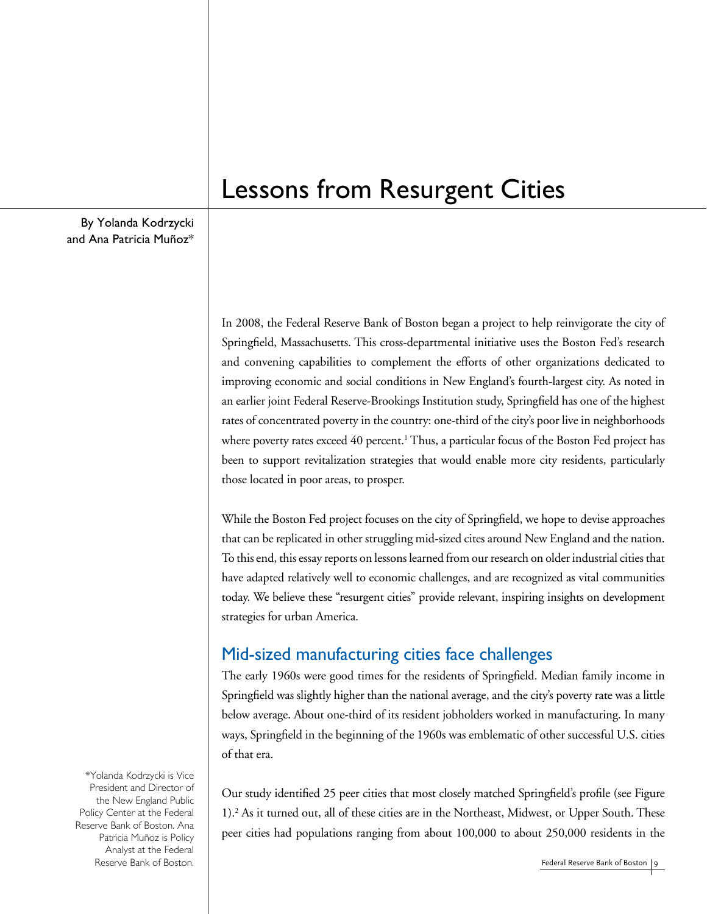# Lessons from Resurgent Cities

By Yolanda Kodrzycki and Ana Patricia Muñoz*

In 2008, the Federal Reserve Bank of Boston began a project to help reinvigorate the city of Springfield, Massachusetts. This cross-departmental initiative uses the Boston Fed's research and convening capabilities to complement the efforts of other organizations dedicated to improving economic and social conditions in New England's fourth-largest city. As noted in an earlier joint Federal Reserve-Brookings Institution study, Springfield has one of the highest rates of concentrated poverty in the country: one-third of the city's poor live in neighborhoods where poverty rates exceed 40 percent.[1] Thus, a particular focus of the Boston Fed project has been to support revitalization strategies that would enable more city residents, particularly those located in poor areas, to prosper.

While the Boston Fed project focuses on the city of Springfield, we hope to devise approaches that can be replicated in other struggling mid-sized cites around New England and the nation. To this end, this essay reports on lessons learned from our research on older industrial cities that have adapted relatively well to economic challenges, and are recognized as vital communities today. We believe these "resurgent cities" provide relevant, inspiring insights on development strategies for urban America.

## Mid-sized manufacturing cities face challenges

The early 1960s were good times for the residents of Springfield. Median family income in Springfield was slightly higher than the national average, and the city's poverty rate was a little below average. About one-third of its resident jobholders worked in manufacturing. In many ways, Springfield in the beginning of the 1960s was emblematic of other successful U.S. cities of that era.

Our study identified 25 peer cities that most closely matched Springfield's profile (see Figure 1).[2] As it turned out, all of these cities are in the Northeast, Midwest, or Upper South. These peer cities had populations ranging from about 100,000 to about 250,000 residents in the

*Yolanda Kodrzycki is Vice President and Director of the New England Public Policy Center at the Federal Reserve Bank of Boston. Ana Patricia Muñoz is Policy Analyst at the Federal Reserve Bank of Boston.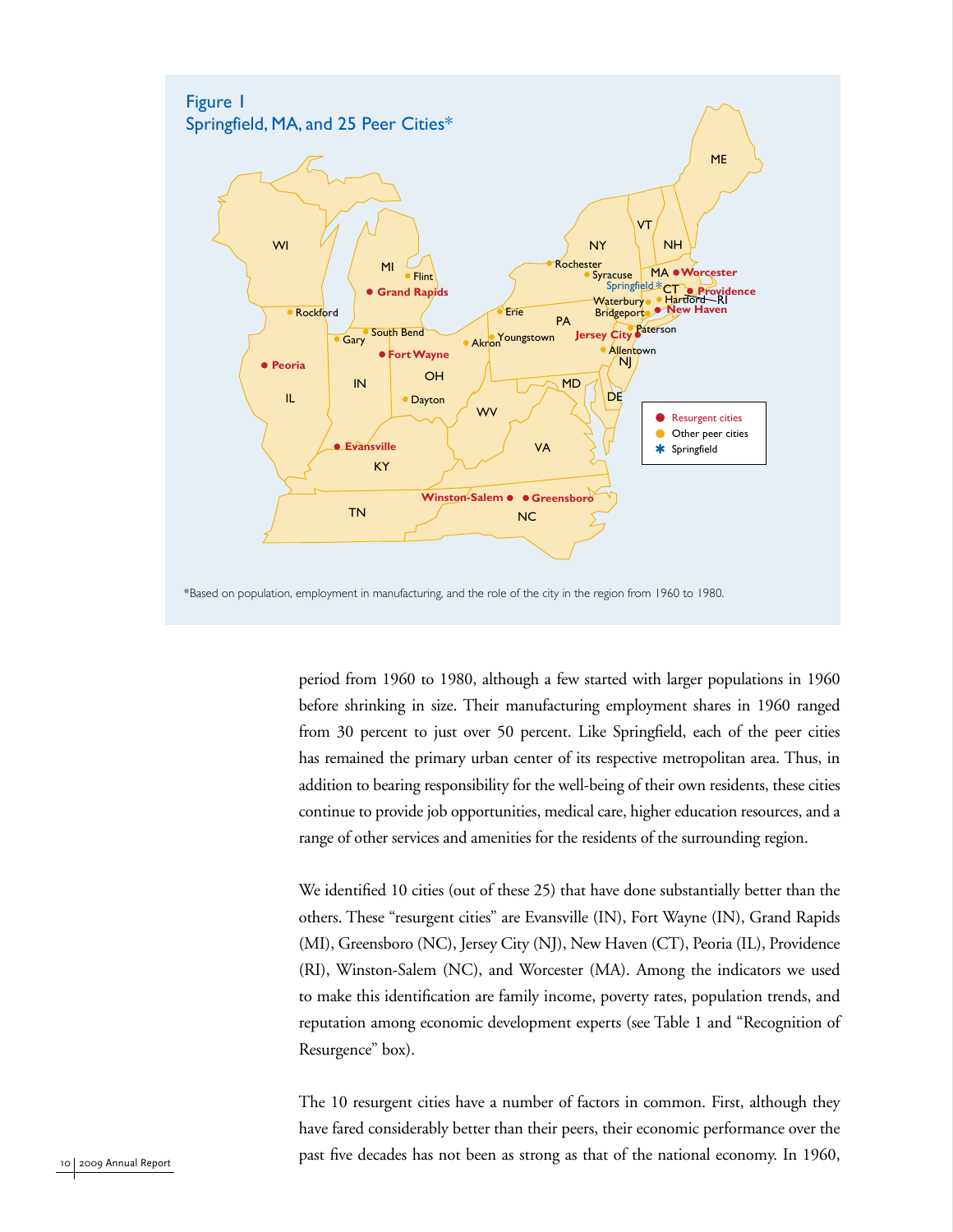## Figure 1
Springfield, MA, and 25 Peer Cities*

*Based on population, employment in manufacturing, and the role of the city in the region from 1960 to 1980.

period from 1960 to 1980, although a few started with larger populations in 1960 before shrinking in size. Their manufacturing employment shares in 1960 ranged from 30 percent to just over 50 percent. Like Springfield, each of the peer cities has remained the primary urban center of its respective metropolitan area. Thus, in addition to bearing responsibility for the well-being of their own residents, these cities continue to provide job opportunities, medical care, higher education resources, and a range of other services and amenities for the residents of the surrounding region.

We identified 10 cities (out of these 25) that have done substantially better than the others. These "resurgent cities" are Evansville (IN), Fort Wayne (IN), Grand Rapids (MI), Greensboro (NC), Jersey City (NJ), New Haven (CT), Peoria (IL), Providence (RI), Winston-Salem (NC), and Worcester (MA). Among the indicators we used to make this identification are family income, poverty rates, population trends, and reputation among economic development experts (see Table 1 and "Recognition of Resurgence" box).

The 10 resurgent cities have a number of factors in common. First, although they have fared considerably better than their peers, their economic performance over the past five decades has not been as strong as that of the national economy. In 1960,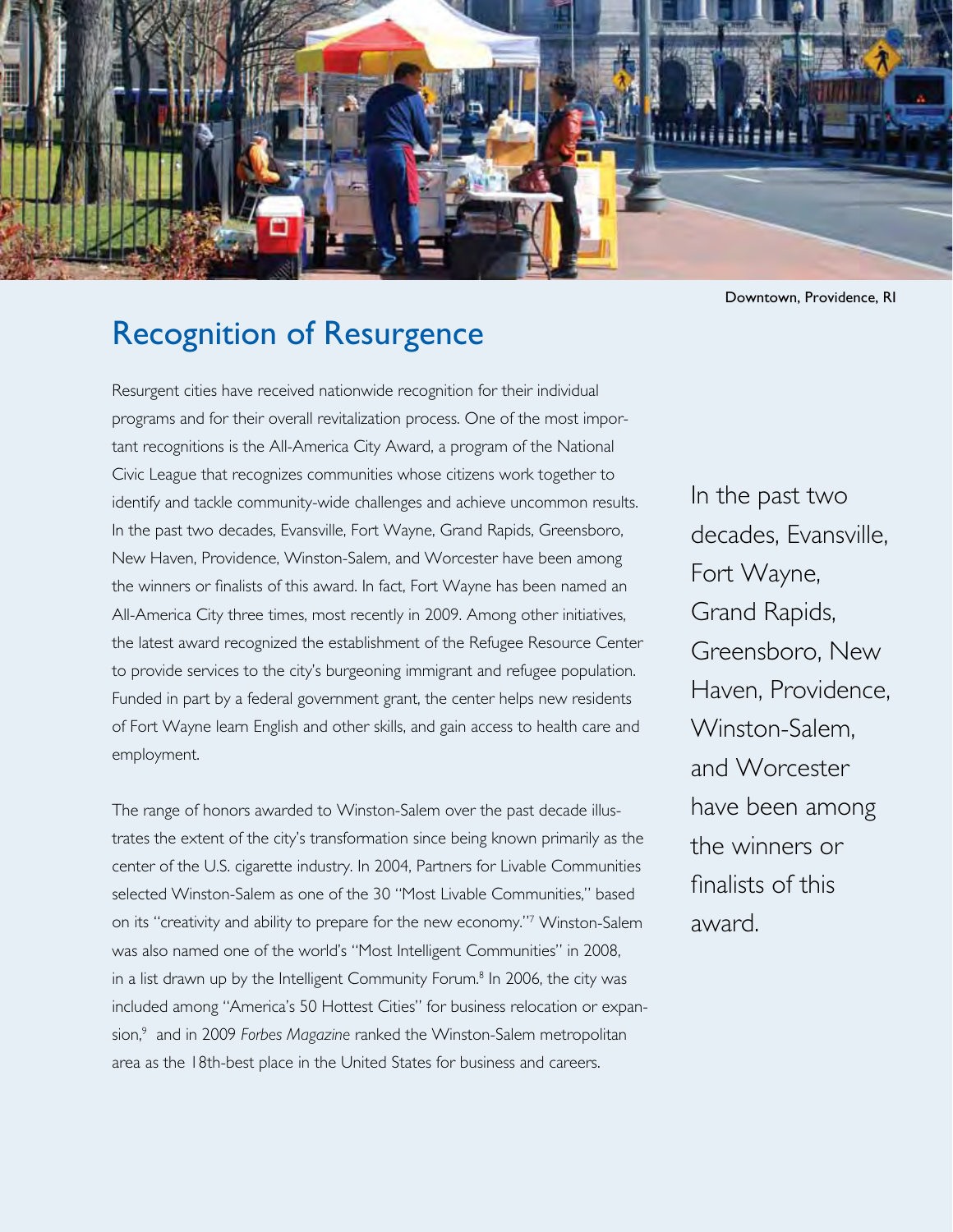Downtown, Providence, RI

## Recognition of Resurgence

Resurgent cities have received nationwide recognition for their individual programs and for their overall revitalization process. One of the most important recognitions is the All-America City Award, a program of the National Civic League that recognizes communities whose citizens work together to identify and tackle community-wide challenges and achieve uncommon results. In the past two decades, Evansville, Fort Wayne, Grand Rapids, Greensboro, New Haven, Providence, Winston-Salem, and Worcester have been among the winners or finalists of this award. In fact, Fort Wayne has been named an All-America City three times, most recently in 2009. Among other initiatives, the latest award recognized the establishment of the Refugee Resource Center to provide services to the city's burgeoning immigrant and refugee population. Funded in part by a federal government grant, the center helps new residents of Fort Wayne learn English and other skills, and gain access to health care and employment.

The range of honors awarded to Winston-Salem over the past decade illustrates the extent of the city's transformation since being known primarily as the center of the U.S. cigarette industry. In 2004, Partners for Livable Communities selected Winston-Salem as one of the 30 "Most Livable Communities," based on its "creativity and ability to prepare for the new economy."[7] Winston-Salem was also named one of the world's "Most Intelligent Communities" in 2008, in a list drawn up by the Intelligent Community Forum.[8] In 2006, the city was included among "America's 50 Hottest Cities" for business relocation or expansion,[9] and in 2009 *Forbes Magazine* ranked the Winston-Salem metropolitan area as the 18th-best place in the United States for business and careers.

In the past two decades, Evansville, Fort Wayne, Grand Rapids, Greensboro, New Haven, Providence, Winston-Salem, and Worcester have been among the winners or finalists of this award.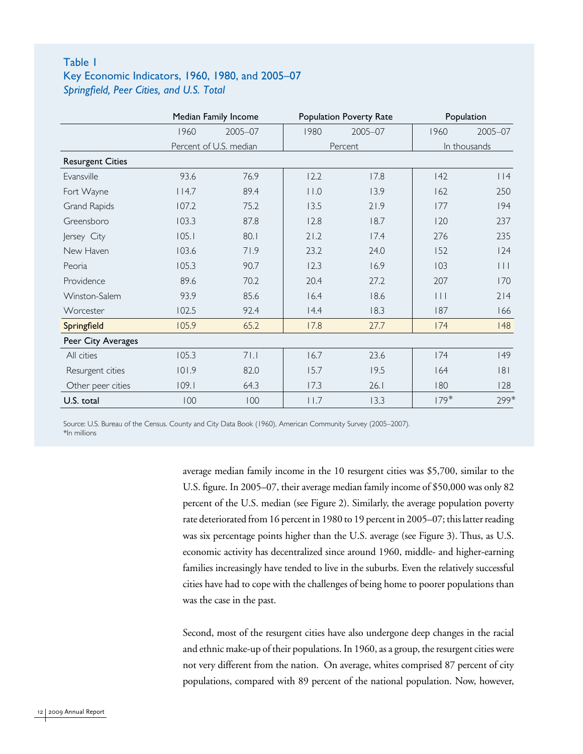### Table 1
### Key Economic Indicators, 1960, 1980, and 2005–07
*Springfield, Peer Cities, and U.S. Total*

| | Median Family Income | | Population Poverty Rate | | Population | |
|---|---|---|---|---|---|---|
| | 1960 | 2005–07 | 1980 | 2005–07 | 1960 | 2005–07 |
| | Percent of U.S. median | | Percent | | In thousands | |
| **Resurgent Cities** | | | | | | |
| Evansville | 93.6 | 76.9 | 12.2 | 17.8 | 142 | 114 |
| Fort Wayne | 114.7 | 89.4 | 11.0 | 13.9 | 162 | 250 |
| Grand Rapids | 107.2 | 75.2 | 13.5 | 21.9 | 177 | 194 |
| Greensboro | 103.3 | 87.8 | 12.8 | 18.7 | 120 | 237 |
| Jersey City | 105.1 | 80.1 | 21.2 | 17.4 | 276 | 235 |
| New Haven | 103.6 | 71.9 | 23.2 | 24.0 | 152 | 124 |
| Peoria | 105.3 | 90.7 | 12.3 | 16.9 | 103 | 111 |
| Providence | 89.6 | 70.2 | 20.4 | 27.2 | 207 | 170 |
| Winston-Salem | 93.9 | 85.6 | 16.4 | 18.6 | 111 | 214 |
| Worcester | 102.5 | 92.4 | 14.4 | 18.3 | 187 | 166 |
| Springfield | 105.9 | 65.2 | 17.8 | 27.7 | 174 | 148 |
| **Peer City Averages** | | | | | | |
| All cities | 105.3 | 71.1 | 16.7 | 23.6 | 174 | 149 |
| Resurgent cities | 101.9 | 82.0 | 15.7 | 19.5 | 164 | 181 |
| Other peer cities | 109.1 | 64.3 | 17.3 | 26.1 | 180 | 128 |
| **U.S. total** | 100 | 100 | 11.7 | 13.3 | 179* | 299* |

Source: U.S. Bureau of the Census. County and City Data Book (1960), American Community Survey (2005–2007).
*In millions

average median family income in the 10 resurgent cities was $5,700, similar to the U.S. figure. In 2005–07, their average median family income of $50,000 was only 82 percent of the U.S. median (see Figure 2). Similarly, the average population poverty rate deteriorated from 16 percent in 1980 to 19 percent in 2005–07; this latter reading was six percentage points higher than the U.S. average (see Figure 3). Thus, as U.S. economic activity has decentralized since around 1960, middle- and higher-earning families increasingly have tended to live in the suburbs. Even the relatively successful cities have had to cope with the challenges of being home to poorer populations than was the case in the past.

Second, most of the resurgent cities have also undergone deep changes in the racial and ethnic make-up of their populations. In 1960, as a group, the resurgent cities were not very different from the nation. On average, whites comprised 87 percent of city populations, compared with 89 percent of the national population. Now, however,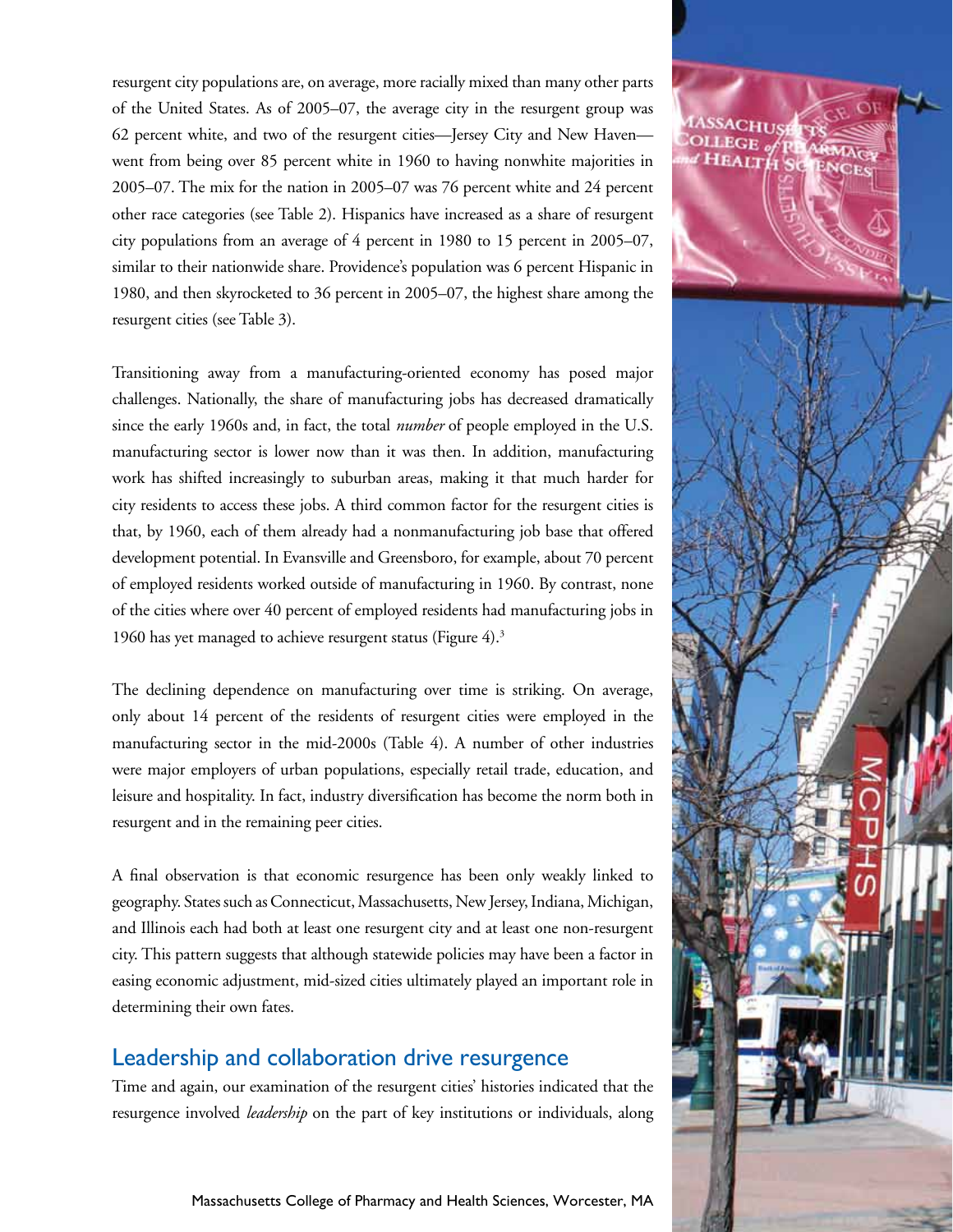resurgent city populations are, on average, more racially mixed than many other parts of the United States. As of 2005–07, the average city in the resurgent group was 62 percent white, and two of the resurgent cities—Jersey City and New Haven—went from being over 85 percent white in 1960 to having nonwhite majorities in 2005–07. The mix for the nation in 2005–07 was 76 percent white and 24 percent other race categories (see Table 2). Hispanics have increased as a share of resurgent city populations from an average of 4 percent in 1980 to 15 percent in 2005–07, similar to their nationwide share. Providence's population was 6 percent Hispanic in 1980, and then skyrocketed to 36 percent in 2005–07, the highest share among the resurgent cities (see Table 3).

Transitioning away from a manufacturing-oriented economy has posed major challenges. Nationally, the share of manufacturing jobs has decreased dramatically since the early 1960s and, in fact, the total *number* of people employed in the U.S. manufacturing sector is lower now than it was then. In addition, manufacturing work has shifted increasingly to suburban areas, making it that much harder for city residents to access these jobs. A third common factor for the resurgent cities is that, by 1960, each of them already had a nonmanufacturing job base that offered development potential. In Evansville and Greensboro, for example, about 70 percent of employed residents worked outside of manufacturing in 1960. By contrast, none of the cities where over 40 percent of employed residents had manufacturing jobs in 1960 has yet managed to achieve resurgent status (Figure 4).[3]

The declining dependence on manufacturing over time is striking. On average, only about 14 percent of the residents of resurgent cities were employed in the manufacturing sector in the mid-2000s (Table 4). A number of other industries were major employers of urban populations, especially retail trade, education, and leisure and hospitality. In fact, industry diversification has become the norm both in resurgent and in the remaining peer cities.

A final observation is that economic resurgence has been only weakly linked to geography. States such as Connecticut, Massachusetts, New Jersey, Indiana, Michigan, and Illinois each had both at least one resurgent city and at least one non-resurgent city. This pattern suggests that although statewide policies may have been a factor in easing economic adjustment, mid-sized cities ultimately played an important role in determining their own fates.

## Leadership and collaboration drive resurgence

Time and again, our examination of the resurgent cities' histories indicated that the resurgence involved *leadership* on the part of key institutions or individuals, along

Massachusetts College of Pharmacy and Health Sciences, Worcester, MA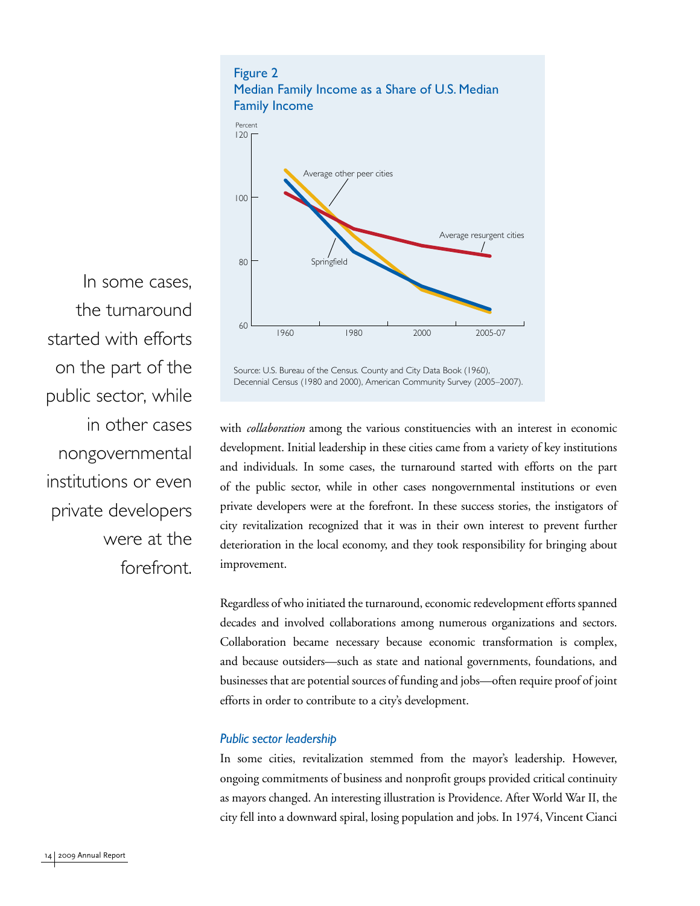**Figure 2**
**Median Family Income as a Share of U.S. Median Family Income**

Source: U.S. Bureau of the Census. County and City Data Book (1960), Decennial Census (1980 and 2000), American Community Survey (2005–2007).

> In some cases, the turnaround started with efforts on the part of the public sector, while in other cases nongovernmental institutions or even private developers were at the forefront.

with *collaboration* among the various constituencies with an interest in economic development. Initial leadership in these cities came from a variety of key institutions and individuals. In some cases, the turnaround started with efforts on the part of the public sector, while in other cases nongovernmental institutions or even private developers were at the forefront. In these success stories, the instigators of city revitalization recognized that it was in their own interest to prevent further deterioration in the local economy, and they took responsibility for bringing about improvement.

Regardless of who initiated the turnaround, economic redevelopment efforts spanned decades and involved collaborations among numerous organizations and sectors. Collaboration became necessary because economic transformation is complex, and because outsiders—such as state and national governments, foundations, and businesses that are potential sources of funding and jobs—often require proof of joint efforts in order to contribute to a city's development.

### *Public sector leadership*

In some cities, revitalization stemmed from the mayor's leadership. However, ongoing commitments of business and nonprofit groups provided critical continuity as mayors changed. An interesting illustration is Providence. After World War II, the city fell into a downward spiral, losing population and jobs. In 1974, Vincent Cianci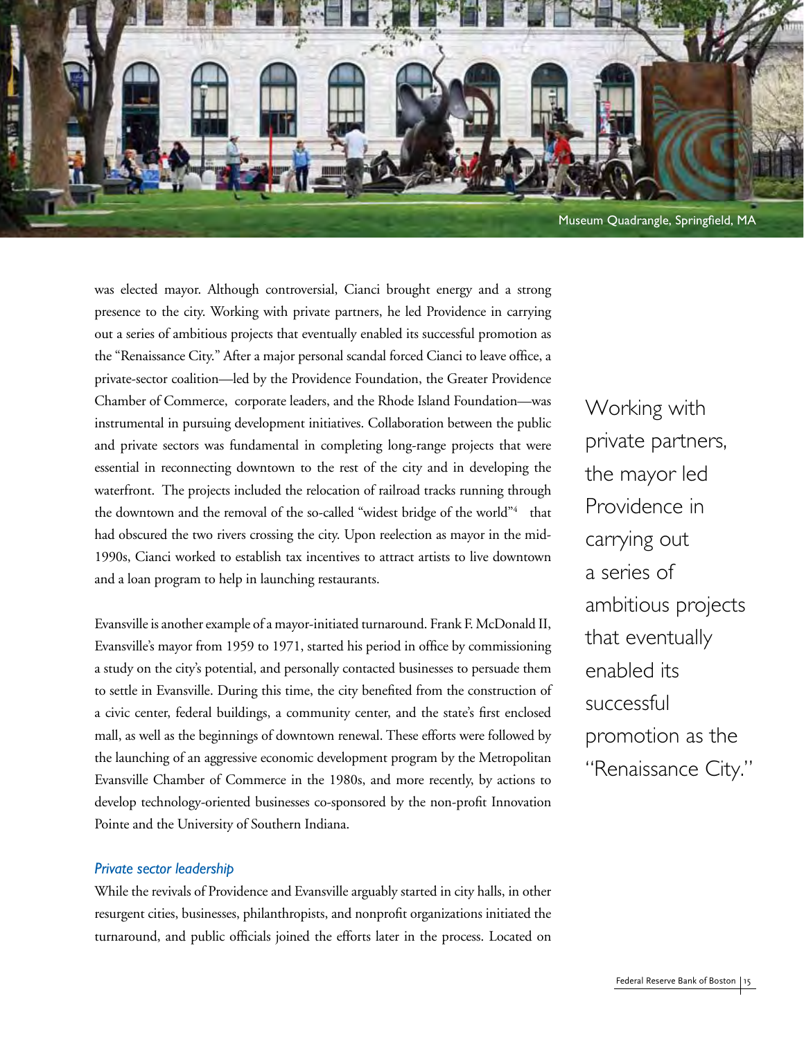Museum Quadrangle, Springfield, MA

was elected mayor. Although controversial, Cianci brought energy and a strong presence to the city. Working with private partners, he led Providence in carrying out a series of ambitious projects that eventually enabled its successful promotion as the "Renaissance City." After a major personal scandal forced Cianci to leave office, a private-sector coalition—led by the Providence Foundation, the Greater Providence Chamber of Commerce, corporate leaders, and the Rhode Island Foundation—was instrumental in pursuing development initiatives. Collaboration between the public and private sectors was fundamental in completing long-range projects that were essential in reconnecting downtown to the rest of the city and in developing the waterfront. The projects included the relocation of railroad tracks running through the downtown and the removal of the so-called "widest bridge of the world"[4] that had obscured the two rivers crossing the city. Upon reelection as mayor in the mid-1990s, Cianci worked to establish tax incentives to attract artists to live downtown and a loan program to help in launching restaurants.

> Working with private partners, the mayor led Providence in carrying out a series of ambitious projects that eventually enabled its successful promotion as the "Renaissance City."

Evansville is another example of a mayor-initiated turnaround. Frank F. McDonald II, Evansville's mayor from 1959 to 1971, started his period in office by commissioning a study on the city's potential, and personally contacted businesses to persuade them to settle in Evansville. During this time, the city benefited from the construction of a civic center, federal buildings, a community center, and the state's first enclosed mall, as well as the beginnings of downtown renewal. These efforts were followed by the launching of an aggressive economic development program by the Metropolitan Evansville Chamber of Commerce in the 1980s, and more recently, by actions to develop technology-oriented businesses co-sponsored by the non-profit Innovation Pointe and the University of Southern Indiana.

### *Private sector leadership*

While the revivals of Providence and Evansville arguably started in city halls, in other resurgent cities, businesses, philanthropists, and nonprofit organizations initiated the turnaround, and public officials joined the efforts later in the process. Located on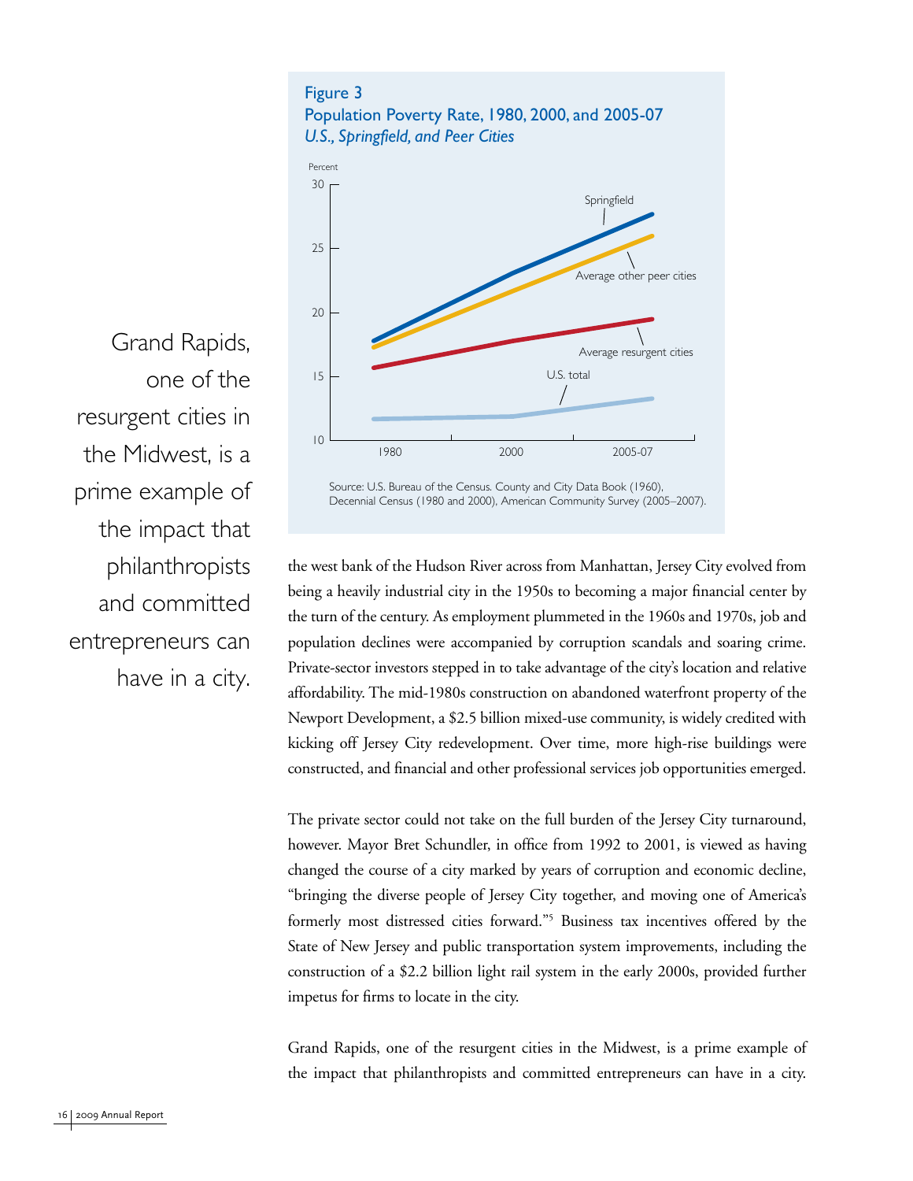**Figure 3**
**Population Poverty Rate, 1980, 2000, and 2005-07**
*U.S., Springfield, and Peer Cities*

Source: U.S. Bureau of the Census. County and City Data Book (1960), Decennial Census (1980 and 2000), American Community Survey (2005–2007).

Grand Rapids, one of the resurgent cities in the Midwest, is a prime example of the impact that philanthropists and committed entrepreneurs can have in a city.

the west bank of the Hudson River across from Manhattan, Jersey City evolved from being a heavily industrial city in the 1950s to becoming a major financial center by the turn of the century. As employment plummeted in the 1960s and 1970s, job and population declines were accompanied by corruption scandals and soaring crime. Private-sector investors stepped in to take advantage of the city's location and relative affordability. The mid-1980s construction on abandoned waterfront property of the Newport Development, a $2.5 billion mixed-use community, is widely credited with kicking off Jersey City redevelopment. Over time, more high-rise buildings were constructed, and financial and other professional services job opportunities emerged.

The private sector could not take on the full burden of the Jersey City turnaround, however. Mayor Bret Schundler, in office from 1992 to 2001, is viewed as having changed the course of a city marked by years of corruption and economic decline, "bringing the diverse people of Jersey City together, and moving one of America's formerly most distressed cities forward."[5] Business tax incentives offered by the State of New Jersey and public transportation system improvements, including the construction of a $2.2 billion light rail system in the early 2000s, provided further impetus for firms to locate in the city.

Grand Rapids, one of the resurgent cities in the Midwest, is a prime example of the impact that philanthropists and committed entrepreneurs can have in a city.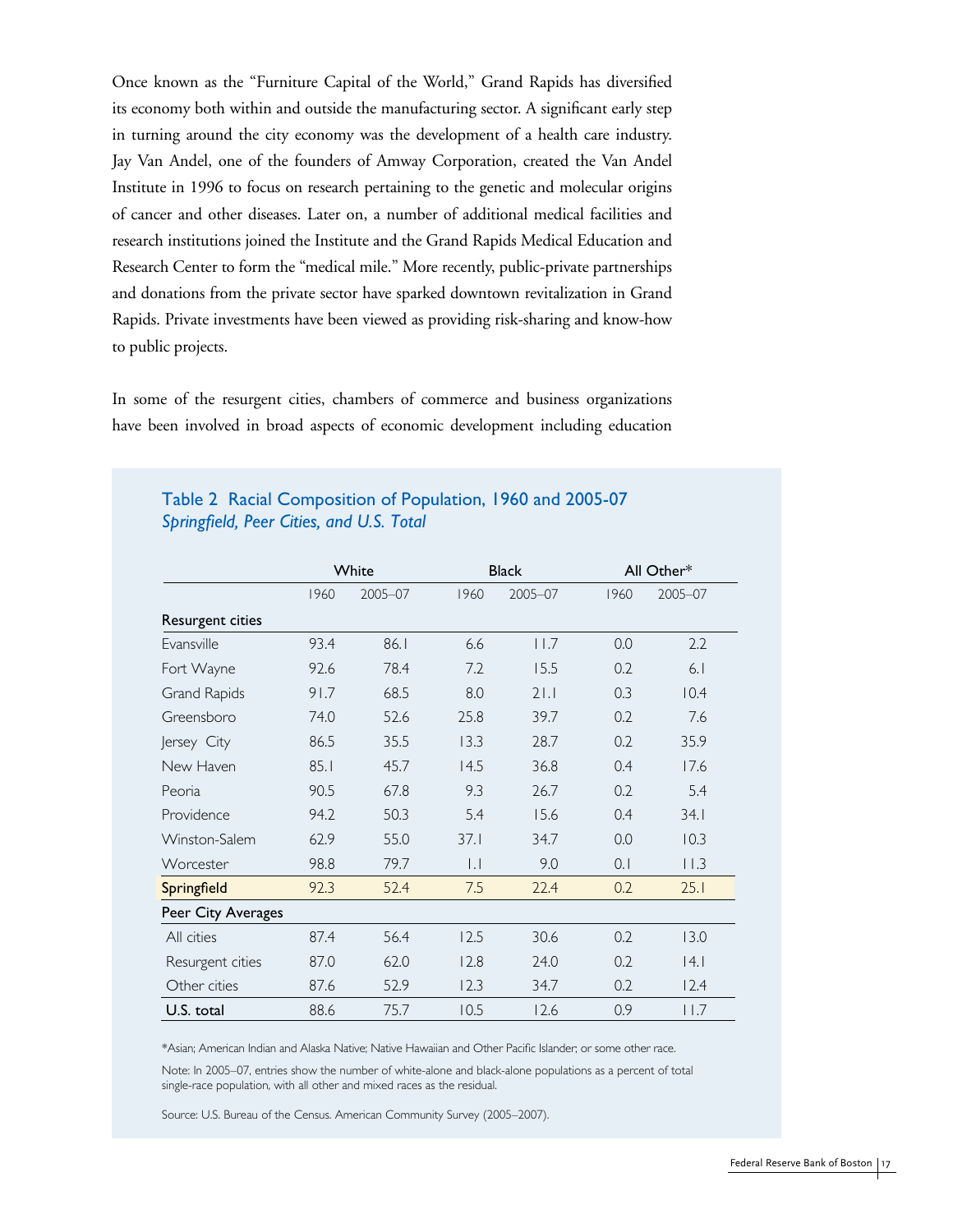Once known as the "Furniture Capital of the World," Grand Rapids has diversified its economy both within and outside the manufacturing sector. A significant early step in turning around the city economy was the development of a health care industry. Jay Van Andel, one of the founders of Amway Corporation, created the Van Andel Institute in 1996 to focus on research pertaining to the genetic and molecular origins of cancer and other diseases. Later on, a number of additional medical facilities and research institutions joined the Institute and the Grand Rapids Medical Education and Research Center to form the "medical mile." More recently, public-private partnerships and donations from the private sector have sparked downtown revitalization in Grand Rapids. Private investments have been viewed as providing risk-sharing and know-how to public projects.

In some of the resurgent cities, chambers of commerce and business organizations have been involved in broad aspects of economic development including education

### Table 2 Racial Composition of Population, 1960 and 2005-07
*Springfield, Peer Cities, and U.S. Total*

| | White | | Black | | All Other* | |
|---|---|---|---|---|---|---|
| | 1960 | 2005–07 | 1960 | 2005–07 | 1960 | 2005–07 |
| **Resurgent cities** | | | | | | |
| Evansville | 93.4 | 86.1 | 6.6 | 11.7 | 0.0 | 2.2 |
| Fort Wayne | 92.6 | 78.4 | 7.2 | 15.5 | 0.2 | 6.1 |
| Grand Rapids | 91.7 | 68.5 | 8.0 | 21.1 | 0.3 | 10.4 |
| Greensboro | 74.0 | 52.6 | 25.8 | 39.7 | 0.2 | 7.6 |
| Jersey City | 86.5 | 35.5 | 13.3 | 28.7 | 0.2 | 35.9 |
| New Haven | 85.1 | 45.7 | 14.5 | 36.8 | 0.4 | 17.6 |
| Peoria | 90.5 | 67.8 | 9.3 | 26.7 | 0.2 | 5.4 |
| Providence | 94.2 | 50.3 | 5.4 | 15.6 | 0.4 | 34.1 |
| Winston-Salem | 62.9 | 55.0 | 37.1 | 34.7 | 0.0 | 10.3 |
| Worcester | 98.8 | 79.7 | 1.1 | 9.0 | 0.1 | 11.3 |
| **Springfield** | 92.3 | 52.4 | 7.5 | 22.4 | 0.2 | 25.1 |
| **Peer City Averages** | | | | | | |
| All cities | 87.4 | 56.4 | 12.5 | 30.6 | 0.2 | 13.0 |
| Resurgent cities | 87.0 | 62.0 | 12.8 | 24.0 | 0.2 | 14.1 |
| Other cities | 87.6 | 52.9 | 12.3 | 34.7 | 0.2 | 12.4 |
| **U.S. total** | 88.6 | 75.7 | 10.5 | 12.6 | 0.9 | 11.7 |

*Asian; American Indian and Alaska Native; Native Hawaiian and Other Pacific Islander; or some other race.

Note: In 2005–07, entries show the number of white-alone and black-alone populations as a percent of total single-race population, with all other and mixed races as the residual.

Source: U.S. Bureau of the Census. American Community Survey (2005–2007).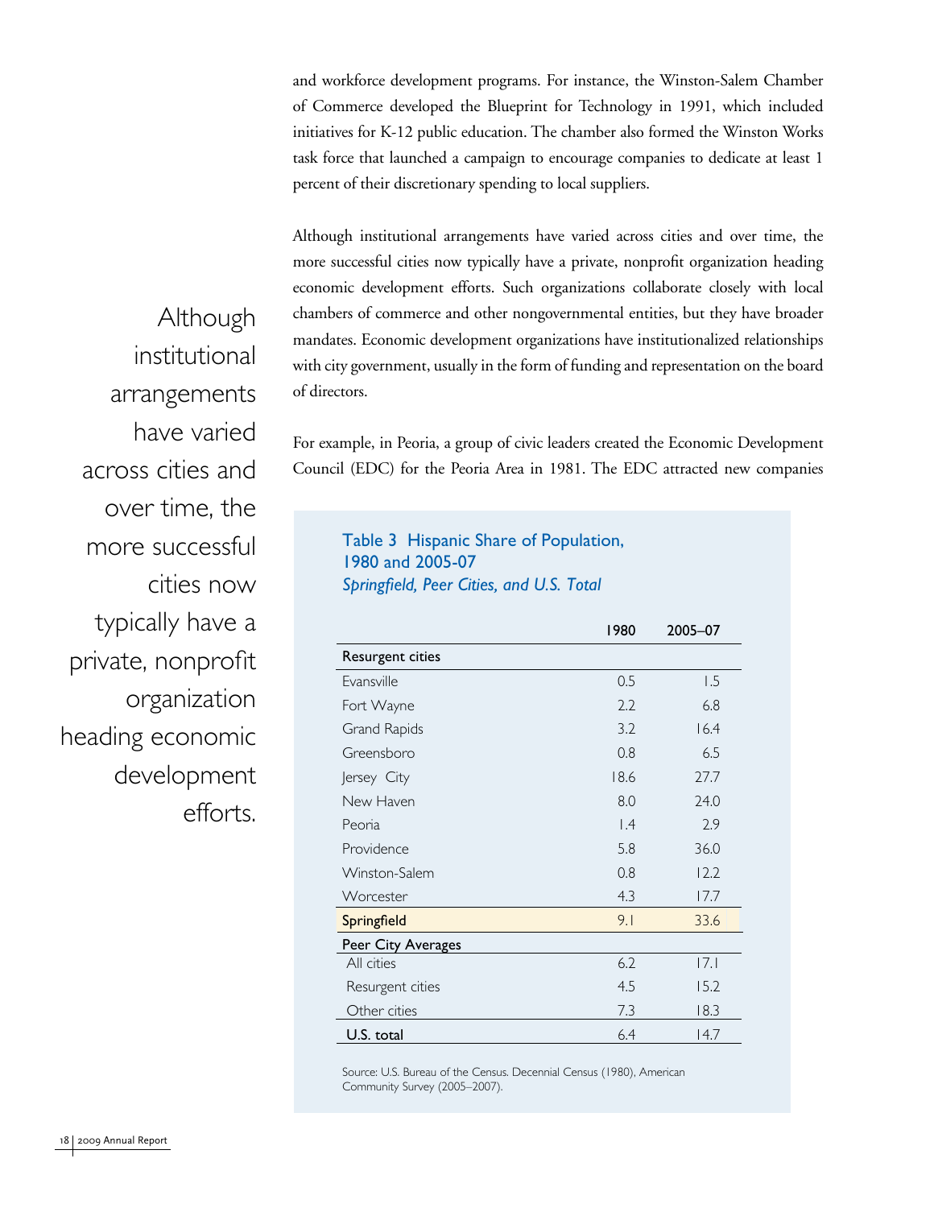and workforce development programs. For instance, the Winston-Salem Chamber of Commerce developed the Blueprint for Technology in 1991, which included initiatives for K-12 public education. The chamber also formed the Winston Works task force that launched a campaign to encourage companies to dedicate at least 1 percent of their discretionary spending to local suppliers.

Although institutional arrangements have varied across cities and over time, the more successful cities now typically have a private, nonprofit organization heading economic development efforts. Such organizations collaborate closely with local chambers of commerce and other nongovernmental entities, but they have broader mandates. Economic development organizations have institutionalized relationships with city government, usually in the form of funding and representation on the board of directors.

> Although institutional arrangements have varied across cities and over time, the more successful cities now typically have a private, nonprofit organization heading economic development efforts.

For example, in Peoria, a group of civic leaders created the Economic Development Council (EDC) for the Peoria Area in 1981. The EDC attracted new companies

**Table 3 Hispanic Share of Population, 1980 and 2005-07**
*Springfield, Peer Cities, and U.S. Total*

| | 1980 | 2005–07 |
|---|---|---|
| **Resurgent cities** | | |
| Evansville | 0.5 | 1.5 |
| Fort Wayne | 2.2 | 6.8 |
| Grand Rapids | 3.2 | 16.4 |
| Greensboro | 0.8 | 6.5 |
| Jersey City | 18.6 | 27.7 |
| New Haven | 8.0 | 24.0 |
| Peoria | 1.4 | 2.9 |
| Providence | 5.8 | 36.0 |
| Winston-Salem | 0.8 | 12.2 |
| Worcester | 4.3 | 17.7 |
| **Springfield** | 9.1 | 33.6 |
| **Peer City Averages** | | |
| All cities | 6.2 | 17.1 |
| Resurgent cities | 4.5 | 15.2 |
| Other cities | 7.3 | 18.3 |
| **U.S. total** | 6.4 | 14.7 |

Source: U.S. Bureau of the Census. Decennial Census (1980), American Community Survey (2005–2007).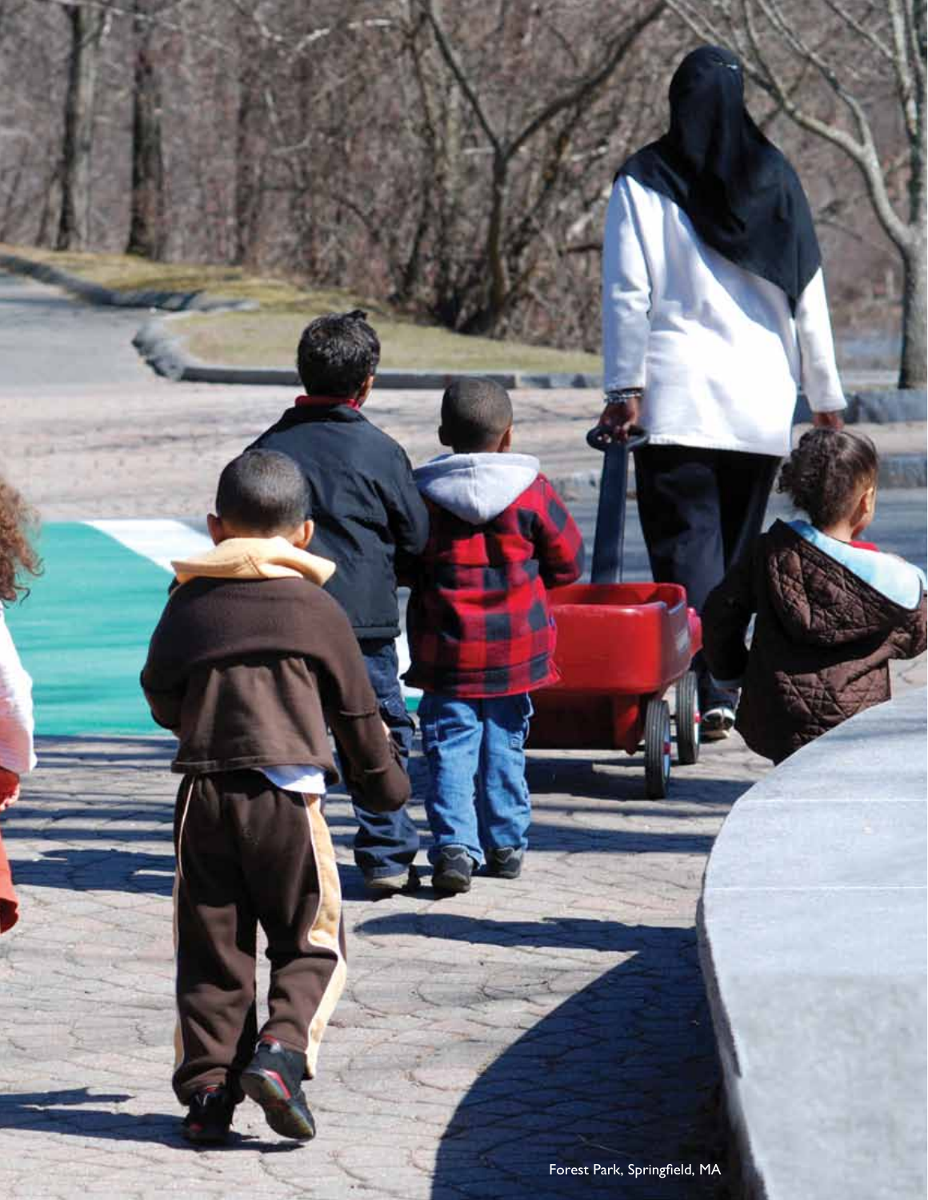Forest Park, Springfield, MA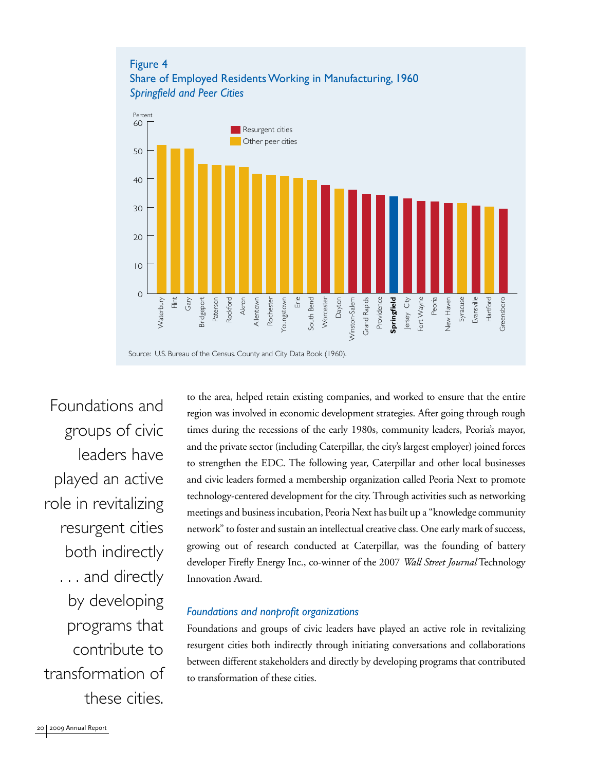Figure 4
Share of Employed Residents Working in Manufacturing, 1960
*Springfield and Peer Cities*

Source: U.S. Bureau of the Census. County and City Data Book (1960).

Foundations and groups of civic leaders have played an active role in revitalizing resurgent cities both indirectly . . . and directly by developing programs that contribute to transformation of these cities.

to the area, helped retain existing companies, and worked to ensure that the entire region was involved in economic development strategies. After going through rough times during the recessions of the early 1980s, community leaders, Peoria's mayor, and the private sector (including Caterpillar, the city's largest employer) joined forces to strengthen the EDC. The following year, Caterpillar and other local businesses and civic leaders formed a membership organization called Peoria Next to promote technology-centered development for the city. Through activities such as networking meetings and business incubation, Peoria Next has built up a "knowledge community network" to foster and sustain an intellectual creative class. One early mark of success, growing out of research conducted at Caterpillar, was the founding of battery developer Firefly Energy Inc., co-winner of the 2007 *Wall Street Journal* Technology Innovation Award.

### *Foundations and nonprofit organizations*

Foundations and groups of civic leaders have played an active role in revitalizing resurgent cities both indirectly through initiating conversations and collaborations between different stakeholders and directly by developing programs that contributed to transformation of these cities.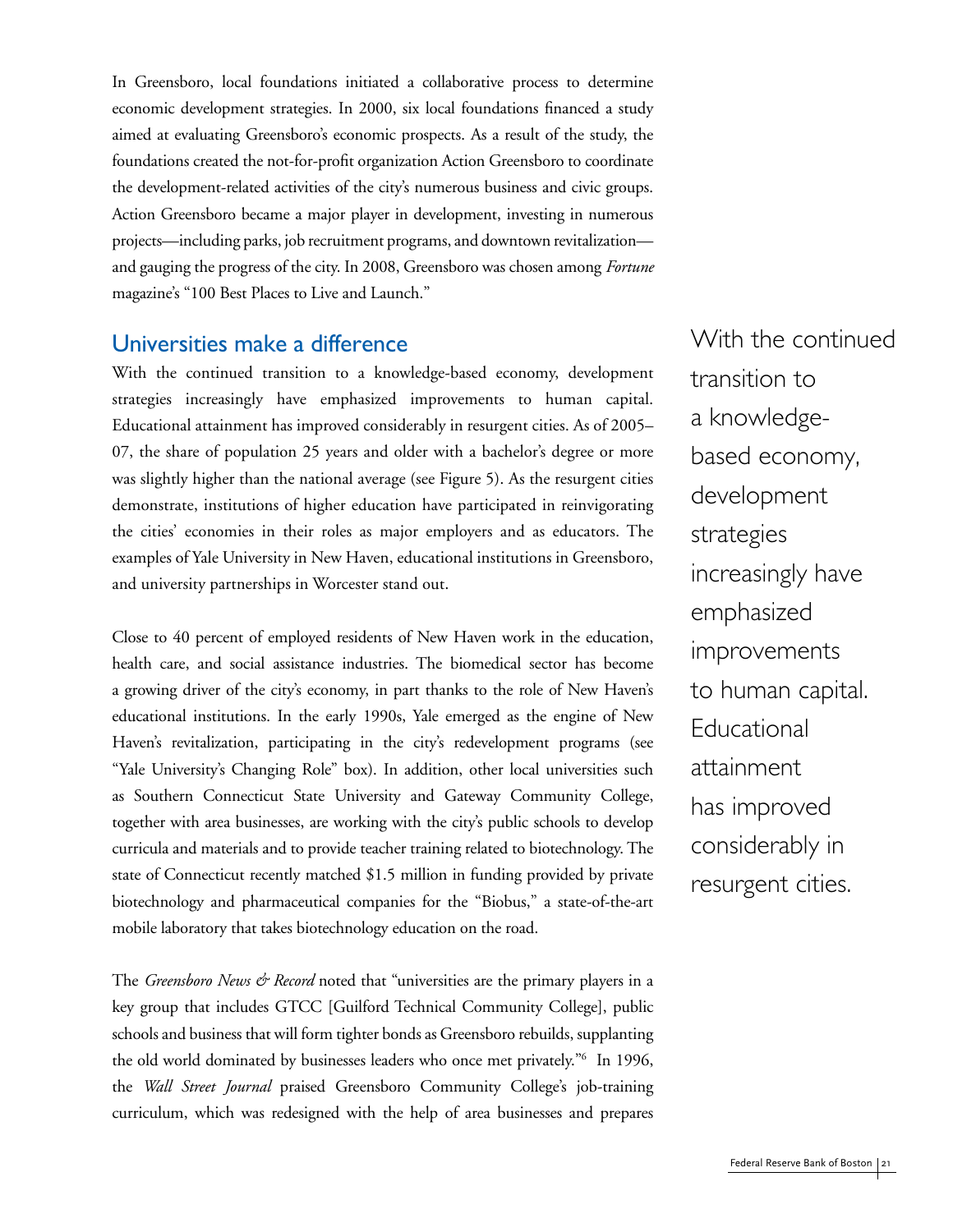In Greensboro, local foundations initiated a collaborative process to determine economic development strategies. In 2000, six local foundations financed a study aimed at evaluating Greensboro's economic prospects. As a result of the study, the foundations created the not-for-profit organization Action Greensboro to coordinate the development-related activities of the city's numerous business and civic groups. Action Greensboro became a major player in development, investing in numerous projects—including parks, job recruitment programs, and downtown revitalization—and gauging the progress of the city. In 2008, Greensboro was chosen among *Fortune* magazine's "100 Best Places to Live and Launch."

## Universities make a difference

With the continued transition to a knowledge-based economy, development strategies increasingly have emphasized improvements to human capital. Educational attainment has improved considerably in resurgent cities. As of 2005–07, the share of population 25 years and older with a bachelor's degree or more was slightly higher than the national average (see Figure 5). As the resurgent cities demonstrate, institutions of higher education have participated in reinvigorating the cities' economies in their roles as major employers and as educators. The examples of Yale University in New Haven, educational institutions in Greensboro, and university partnerships in Worcester stand out.

> With the continued transition to a knowledge-based economy, development strategies increasingly have emphasized improvements to human capital. Educational attainment has improved considerably in resurgent cities.

Close to 40 percent of employed residents of New Haven work in the education, health care, and social assistance industries. The biomedical sector has become a growing driver of the city's economy, in part thanks to the role of New Haven's educational institutions. In the early 1990s, Yale emerged as the engine of New Haven's revitalization, participating in the city's redevelopment programs (see "Yale University's Changing Role" box). In addition, other local universities such as Southern Connecticut State University and Gateway Community College, together with area businesses, are working with the city's public schools to develop curricula and materials and to provide teacher training related to biotechnology. The state of Connecticut recently matched $1.5 million in funding provided by private biotechnology and pharmaceutical companies for the "Biobus," a state-of-the-art mobile laboratory that takes biotechnology education on the road.

The *Greensboro News & Record* noted that "universities are the primary players in a key group that includes GTCC [Guilford Technical Community College], public schools and business that will form tighter bonds as Greensboro rebuilds, supplanting the old world dominated by businesses leaders who once met privately."[6] In 1996, the *Wall Street Journal* praised Greensboro Community College's job-training curriculum, which was redesigned with the help of area businesses and prepares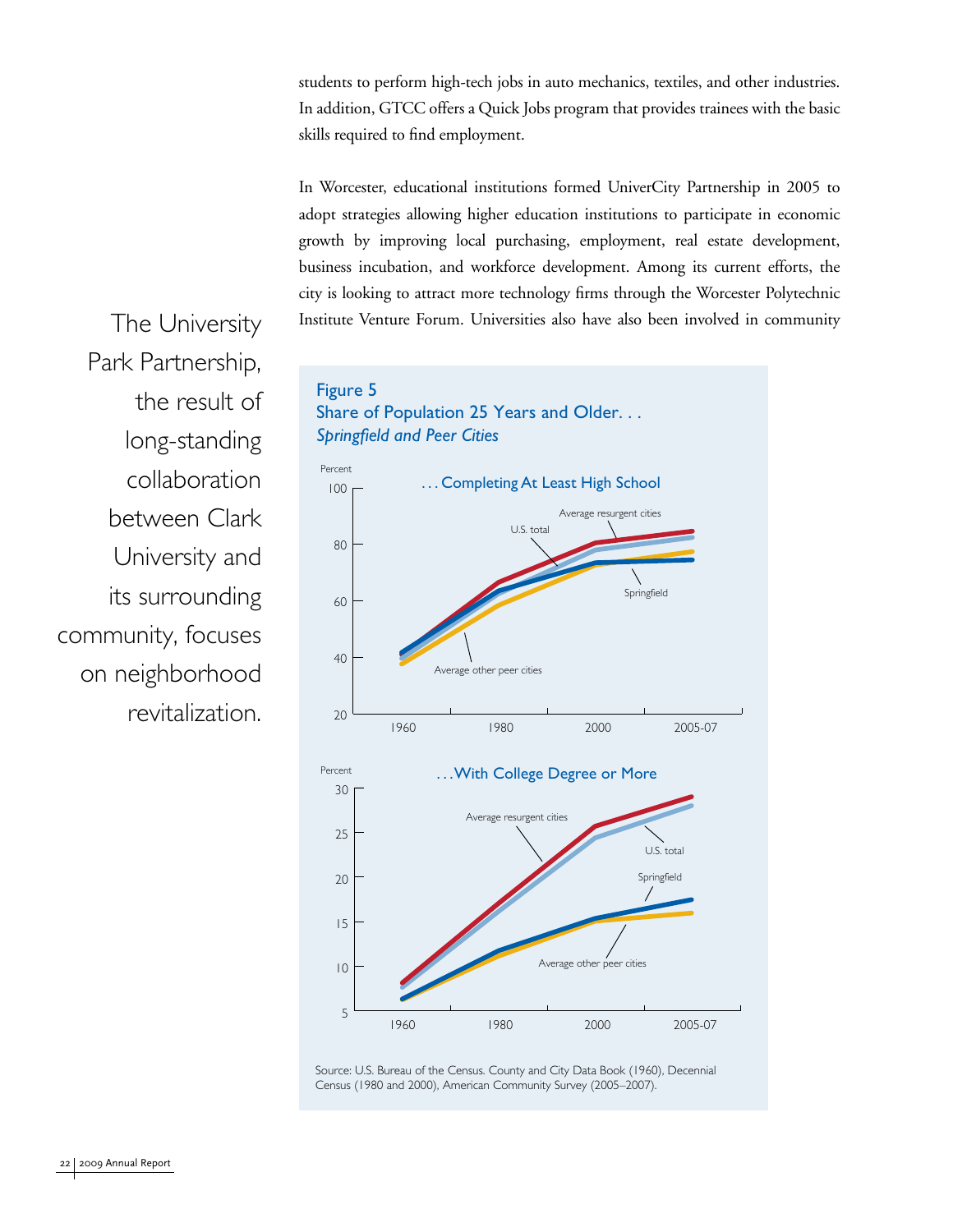students to perform high-tech jobs in auto mechanics, textiles, and other industries. In addition, GTCC offers a Quick Jobs program that provides trainees with the basic skills required to find employment.

In Worcester, educational institutions formed UniverCity Partnership in 2005 to adopt strategies allowing higher education institutions to participate in economic growth by improving local purchasing, employment, real estate development, business incubation, and workforce development. Among its current efforts, the city is looking to attract more technology firms through the Worcester Polytechnic Institute Venture Forum. Universities also have also been involved in community

The University Park Partnership, the result of long-standing collaboration between Clark University and its surrounding community, focuses on neighborhood revitalization.

Figure 5
Share of Population 25 Years and Older. . .
*Springfield and Peer Cities*

. . . Completing At Least High School

. . . With College Degree or More

Source: U.S. Bureau of the Census. County and City Data Book (1960), Decennial Census (1980 and 2000), American Community Survey (2005–2007).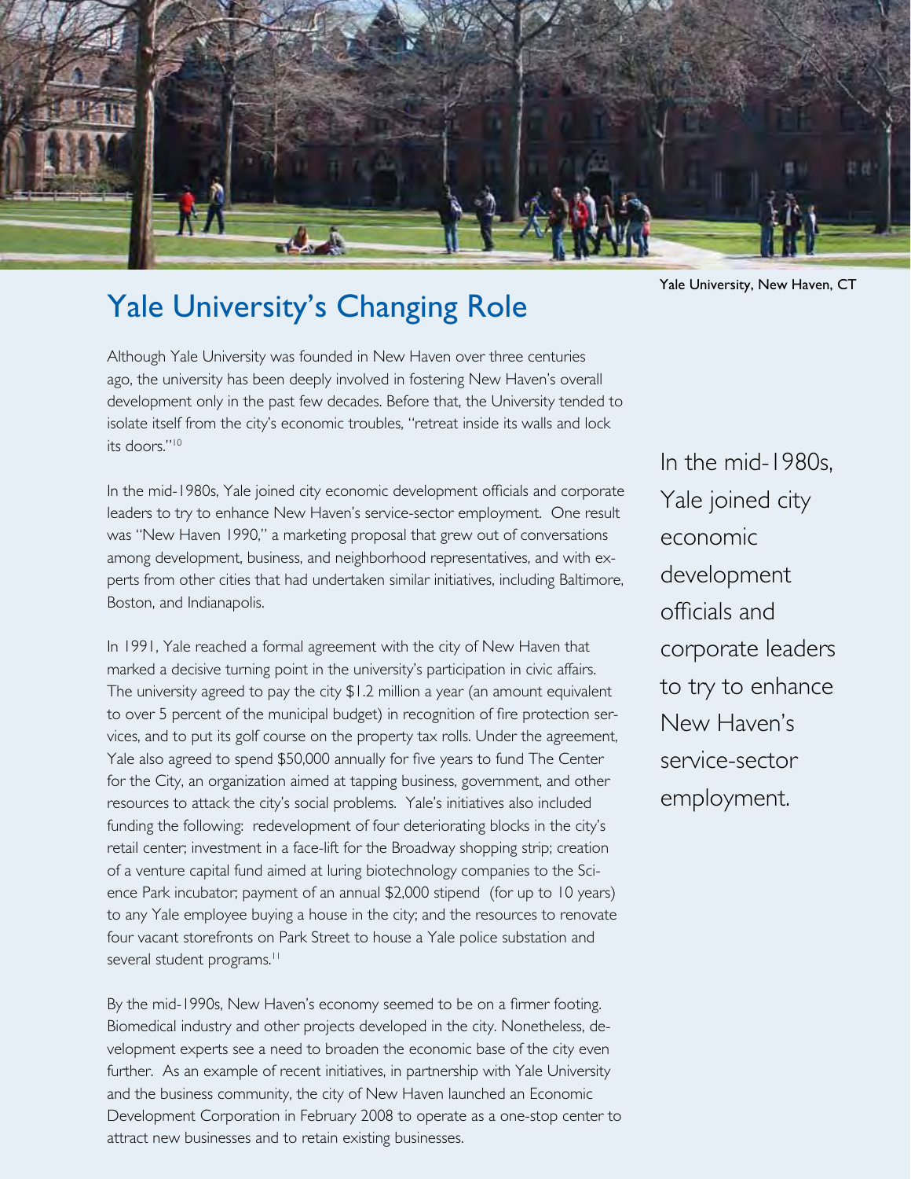Yale University, New Haven, CT

# Yale University's Changing Role

Although Yale University was founded in New Haven over three centuries ago, the university has been deeply involved in fostering New Haven's overall development only in the past few decades. Before that, the University tended to isolate itself from the city's economic troubles, "retreat inside its walls and lock its doors."[10]

In the mid-1980s, Yale joined city economic development officials and corporate leaders to try to enhance New Haven's service-sector employment. One result was "New Haven 1990," a marketing proposal that grew out of conversations among development, business, and neighborhood representatives, and with experts from other cities that had undertaken similar initiatives, including Baltimore, Boston, and Indianapolis.

In the mid-1980s, Yale joined city economic development officials and corporate leaders to try to enhance New Haven's service-sector employment.

In 1991, Yale reached a formal agreement with the city of New Haven that marked a decisive turning point in the university's participation in civic affairs. The university agreed to pay the city $1.2 million a year (an amount equivalent to over 5 percent of the municipal budget) in recognition of fire protection services, and to put its golf course on the property tax rolls. Under the agreement, Yale also agreed to spend $50,000 annually for five years to fund The Center for the City, an organization aimed at tapping business, government, and other resources to attack the city's social problems. Yale's initiatives also included funding the following: redevelopment of four deteriorating blocks in the city's retail center; investment in a face-lift for the Broadway shopping strip; creation of a venture capital fund aimed at luring biotechnology companies to the Science Park incubator; payment of an annual $2,000 stipend (for up to 10 years) to any Yale employee buying a house in the city; and the resources to renovate four vacant storefronts on Park Street to house a Yale police substation and several student programs.[11]

By the mid-1990s, New Haven's economy seemed to be on a firmer footing. Biomedical industry and other projects developed in the city. Nonetheless, development experts see a need to broaden the economic base of the city even further. As an example of recent initiatives, in partnership with Yale University and the business community, the city of New Haven launched an Economic Development Corporation in February 2008 to operate as a one-stop center to attract new businesses and to retain existing businesses.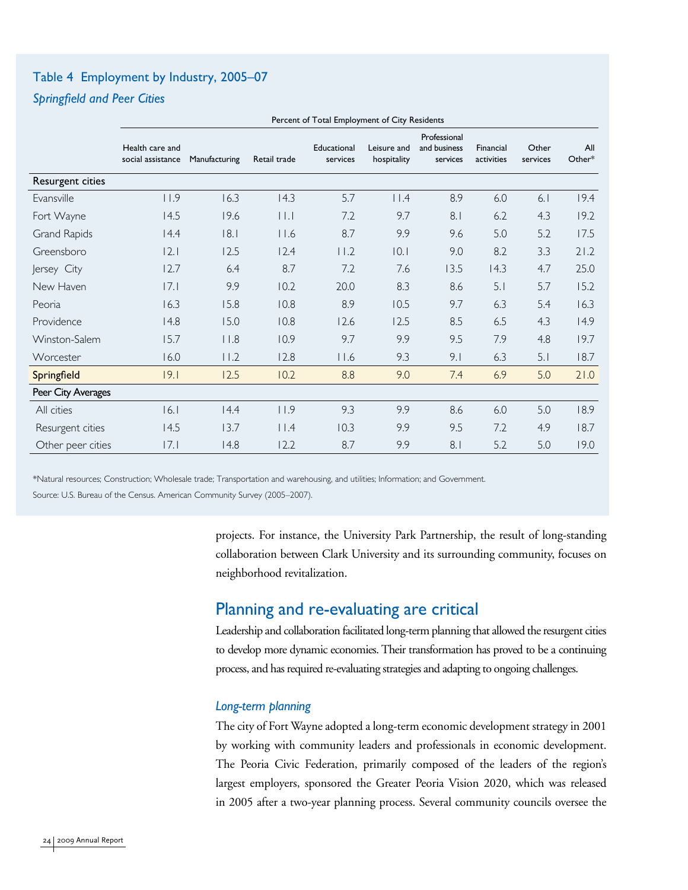### Table 4 Employment by Industry, 2005–07

*Springfield and Peer Cities*

| | Percent of Total Employment of City Residents | | | | | | | | |
|---|---|---|---|---|---|---|---|---|---|
| | Health care and social assistance | Manufacturing | Retail trade | Educational services | Leisure and hospitality | Professional and business services | Financial activities | Other services | All Other* |
| **Resurgent cities** | | | | | | | | | |
| Evansville | 11.9 | 16.3 | 14.3 | 5.7 | 11.4 | 8.9 | 6.0 | 6.1 | 19.4 |
| Fort Wayne | 14.5 | 19.6 | 11.1 | 7.2 | 9.7 | 8.1 | 6.2 | 4.3 | 19.2 |
| Grand Rapids | 14.4 | 18.1 | 11.6 | 8.7 | 9.9 | 9.6 | 5.0 | 5.2 | 17.5 |
| Greensboro | 12.1 | 12.5 | 12.4 | 11.2 | 10.1 | 9.0 | 8.2 | 3.3 | 21.2 |
| Jersey City | 12.7 | 6.4 | 8.7 | 7.2 | 7.6 | 13.5 | 14.3 | 4.7 | 25.0 |
| New Haven | 17.1 | 9.9 | 10.2 | 20.0 | 8.3 | 8.6 | 5.1 | 5.7 | 15.2 |
| Peoria | 16.3 | 15.8 | 10.8 | 8.9 | 10.5 | 9.7 | 6.3 | 5.4 | 16.3 |
| Providence | 14.8 | 15.0 | 10.8 | 12.6 | 12.5 | 8.5 | 6.5 | 4.3 | 14.9 |
| Winston-Salem | 15.7 | 11.8 | 10.9 | 9.7 | 9.9 | 9.5 | 7.9 | 4.8 | 19.7 |
| Worcester | 16.0 | 11.2 | 12.8 | 11.6 | 9.3 | 9.1 | 6.3 | 5.1 | 18.7 |
| **Springfield** | 19.1 | 12.5 | 10.2 | 8.8 | 9.0 | 7.4 | 6.9 | 5.0 | 21.0 |
| **Peer City Averages** | | | | | | | | | |
| All cities | 16.1 | 14.4 | 11.9 | 9.3 | 9.9 | 8.6 | 6.0 | 5.0 | 18.9 |
| Resurgent cities | 14.5 | 13.7 | 11.4 | 10.3 | 9.9 | 9.5 | 7.2 | 4.9 | 18.7 |
| Other peer cities | 17.1 | 14.8 | 12.2 | 8.7 | 9.9 | 8.1 | 5.2 | 5.0 | 19.0 |

*Natural resources; Construction; Wholesale trade; Transportation and warehousing, and utilities; Information; and Government.

Source: U.S. Bureau of the Census. American Community Survey (2005–2007).

projects. For instance, the University Park Partnership, the result of long-standing collaboration between Clark University and its surrounding community, focuses on neighborhood revitalization.

## Planning and re-evaluating are critical

Leadership and collaboration facilitated long-term planning that allowed the resurgent cities to develop more dynamic economies. Their transformation has proved to be a continuing process, and has required re-evaluating strategies and adapting to ongoing challenges.

### *Long-term planning*

The city of Fort Wayne adopted a long-term economic development strategy in 2001 by working with community leaders and professionals in economic development. The Peoria Civic Federation, primarily composed of the leaders of the region's largest employers, sponsored the Greater Peoria Vision 2020, which was released in 2005 after a two-year planning process. Several community councils oversee the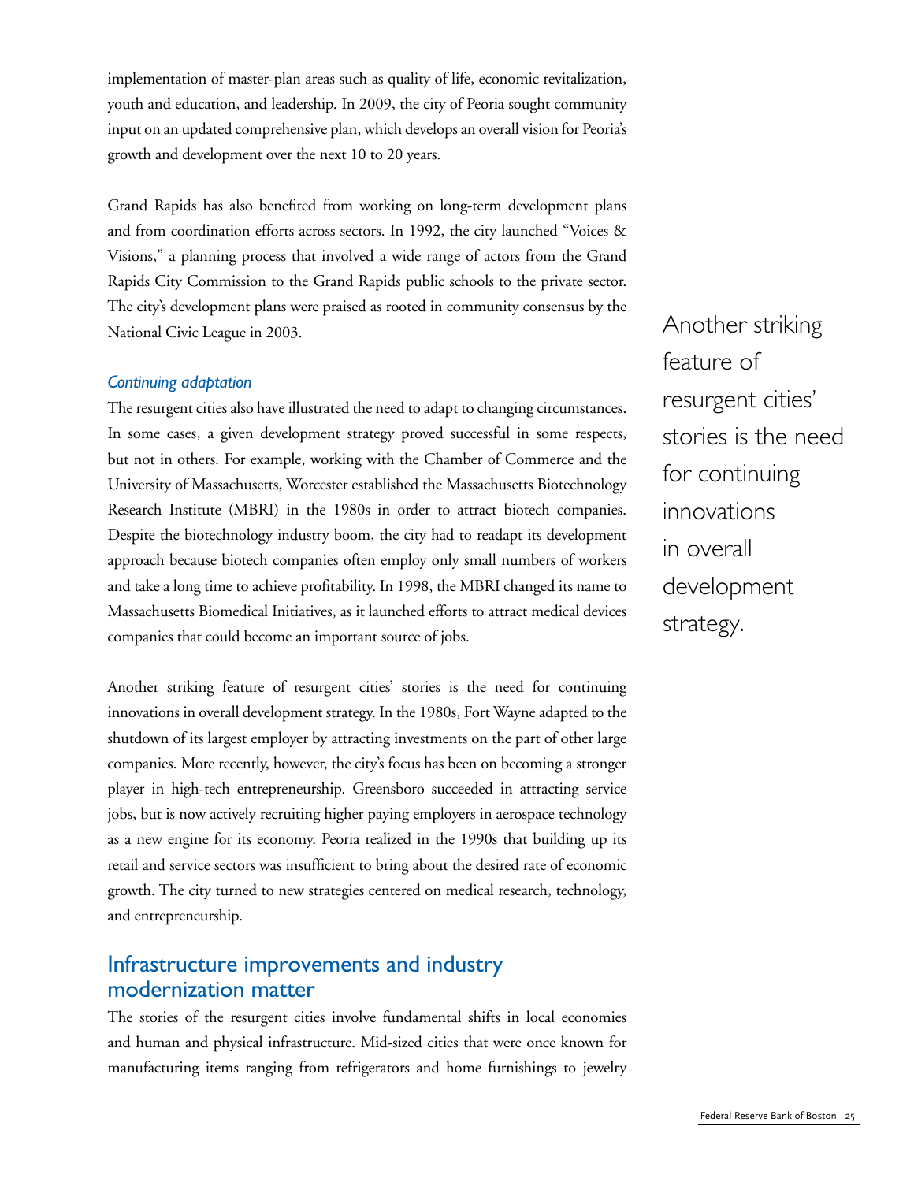implementation of master-plan areas such as quality of life, economic revitalization, youth and education, and leadership. In 2009, the city of Peoria sought community input on an updated comprehensive plan, which develops an overall vision for Peoria's growth and development over the next 10 to 20 years.

Grand Rapids has also benefited from working on long-term development plans and from coordination efforts across sectors. In 1992, the city launched "Voices & Visions," a planning process that involved a wide range of actors from the Grand Rapids City Commission to the Grand Rapids public schools to the private sector. The city's development plans were praised as rooted in community consensus by the National Civic League in 2003.

### *Continuing adaptation*

The resurgent cities also have illustrated the need to adapt to changing circumstances. In some cases, a given development strategy proved successful in some respects, but not in others. For example, working with the Chamber of Commerce and the University of Massachusetts, Worcester established the Massachusetts Biotechnology Research Institute (MBRI) in the 1980s in order to attract biotech companies. Despite the biotechnology industry boom, the city had to readapt its development approach because biotech companies often employ only small numbers of workers and take a long time to achieve profitability. In 1998, the MBRI changed its name to Massachusetts Biomedical Initiatives, as it launched efforts to attract medical devices companies that could become an important source of jobs.

Another striking feature of resurgent cities' stories is the need for continuing innovations in overall development strategy. In the 1980s, Fort Wayne adapted to the shutdown of its largest employer by attracting investments on the part of other large companies. More recently, however, the city's focus has been on becoming a stronger player in high-tech entrepreneurship. Greensboro succeeded in attracting service jobs, but is now actively recruiting higher paying employers in aerospace technology as a new engine for its economy. Peoria realized in the 1990s that building up its retail and service sectors was insufficient to bring about the desired rate of economic growth. The city turned to new strategies centered on medical research, technology, and entrepreneurship.

> Another striking feature of resurgent cities' stories is the need for continuing innovations in overall development strategy.

## Infrastructure improvements and industry modernization matter

The stories of the resurgent cities involve fundamental shifts in local economies and human and physical infrastructure. Mid-sized cities that were once known for manufacturing items ranging from refrigerators and home furnishings to jewelry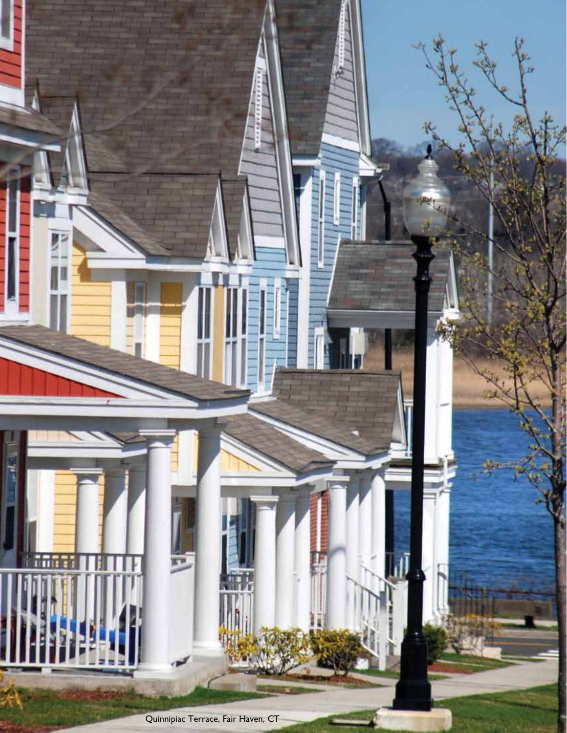Quinnipiac Terrace, Fair Haven, CT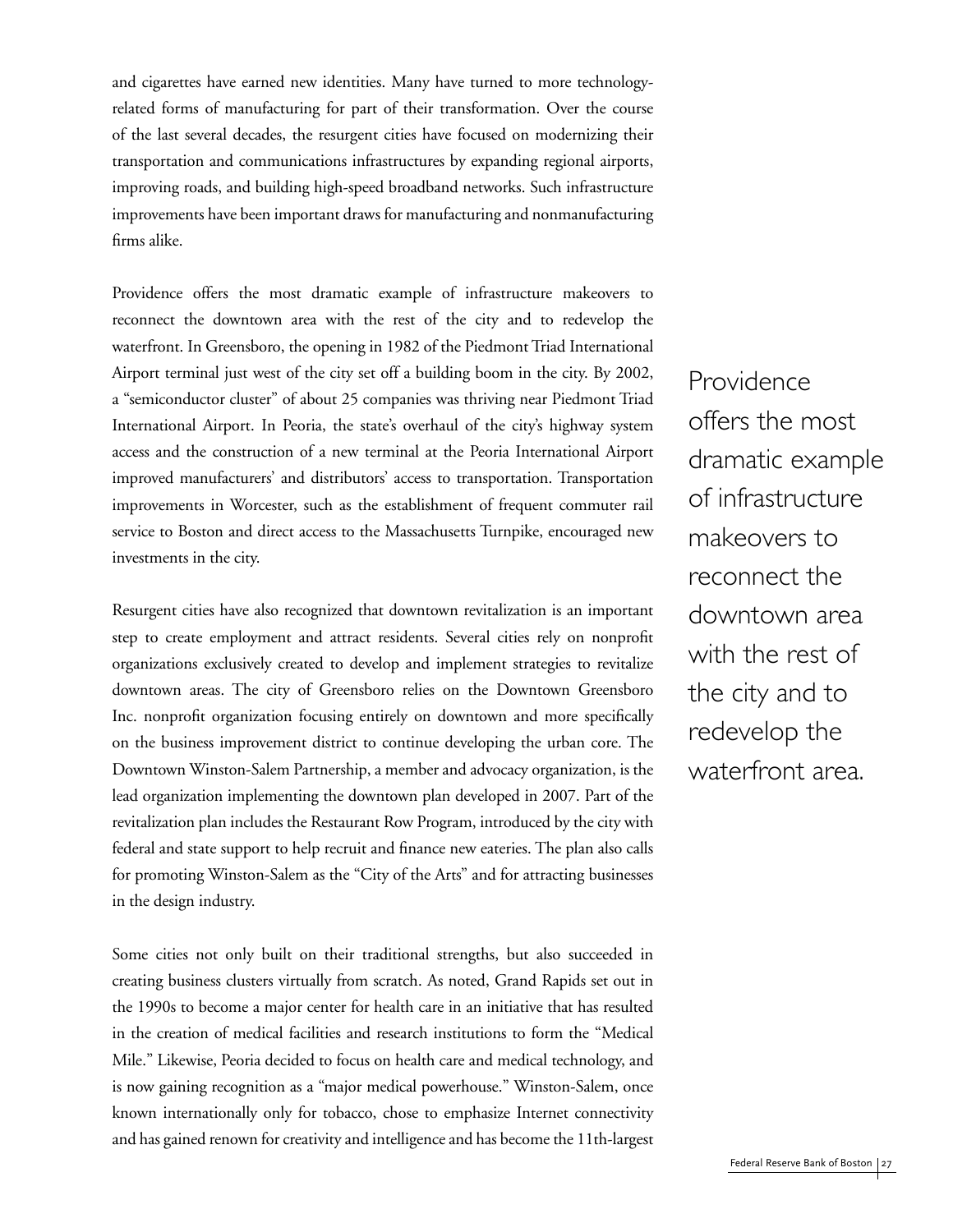and cigarettes have earned new identities. Many have turned to more technology-related forms of manufacturing for part of their transformation. Over the course of the last several decades, the resurgent cities have focused on modernizing their transportation and communications infrastructures by expanding regional airports, improving roads, and building high-speed broadband networks. Such infrastructure improvements have been important draws for manufacturing and nonmanufacturing firms alike.

Providence offers the most dramatic example of infrastructure makeovers to reconnect the downtown area with the rest of the city and to redevelop the waterfront. In Greensboro, the opening in 1982 of the Piedmont Triad International Airport terminal just west of the city set off a building boom in the city. By 2002, a "semiconductor cluster" of about 25 companies was thriving near Piedmont Triad International Airport. In Peoria, the state's overhaul of the city's highway system access and the construction of a new terminal at the Peoria International Airport improved manufacturers' and distributors' access to transportation. Transportation improvements in Worcester, such as the establishment of frequent commuter rail service to Boston and direct access to the Massachusetts Turnpike, encouraged new investments in the city.

> Providence offers the most dramatic example of infrastructure makeovers to reconnect the downtown area with the rest of the city and to redevelop the waterfront area.

Resurgent cities have also recognized that downtown revitalization is an important step to create employment and attract residents. Several cities rely on nonprofit organizations exclusively created to develop and implement strategies to revitalize downtown areas. The city of Greensboro relies on the Downtown Greensboro Inc. nonprofit organization focusing entirely on downtown and more specifically on the business improvement district to continue developing the urban core. The Downtown Winston-Salem Partnership, a member and advocacy organization, is the lead organization implementing the downtown plan developed in 2007. Part of the revitalization plan includes the Restaurant Row Program, introduced by the city with federal and state support to help recruit and finance new eateries. The plan also calls for promoting Winston-Salem as the "City of the Arts" and for attracting businesses in the design industry.

Some cities not only built on their traditional strengths, but also succeeded in creating business clusters virtually from scratch. As noted, Grand Rapids set out in the 1990s to become a major center for health care in an initiative that has resulted in the creation of medical facilities and research institutions to form the "Medical Mile." Likewise, Peoria decided to focus on health care and medical technology, and is now gaining recognition as a "major medical powerhouse." Winston-Salem, once known internationally only for tobacco, chose to emphasize Internet connectivity and has gained renown for creativity and intelligence and has become the 11th-largest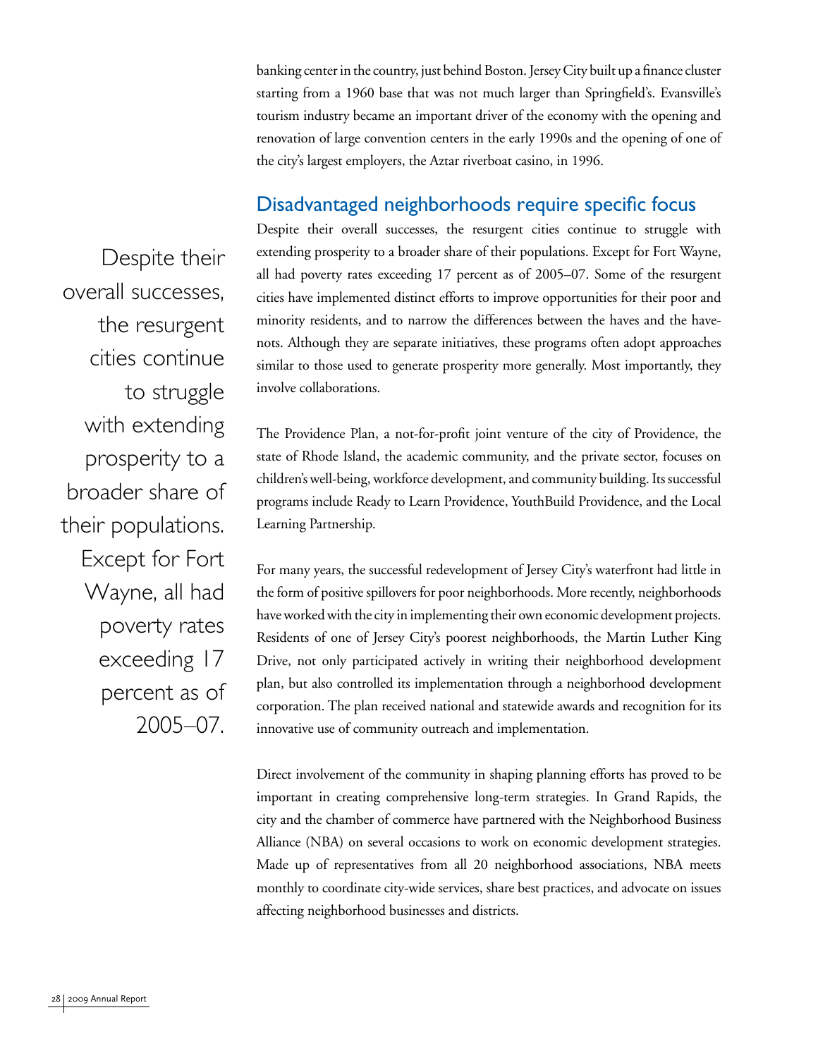banking center in the country, just behind Boston. Jersey City built up a finance cluster starting from a 1960 base that was not much larger than Springfield's. Evansville's tourism industry became an important driver of the economy with the opening and renovation of large convention centers in the early 1990s and the opening of one of the city's largest employers, the Aztar riverboat casino, in 1996.

## Disadvantaged neighborhoods require specific focus

> Despite their overall successes, the resurgent cities continue to struggle with extending prosperity to a broader share of their populations. Except for Fort Wayne, all had poverty rates exceeding 17 percent as of 2005–07.

Despite their overall successes, the resurgent cities continue to struggle with extending prosperity to a broader share of their populations. Except for Fort Wayne, all had poverty rates exceeding 17 percent as of 2005–07. Some of the resurgent cities have implemented distinct efforts to improve opportunities for their poor and minority residents, and to narrow the differences between the haves and the have-nots. Although they are separate initiatives, these programs often adopt approaches similar to those used to generate prosperity more generally. Most importantly, they involve collaborations.

The Providence Plan, a not-for-profit joint venture of the city of Providence, the state of Rhode Island, the academic community, and the private sector, focuses on children's well-being, workforce development, and community building. Its successful programs include Ready to Learn Providence, YouthBuild Providence, and the Local Learning Partnership.

For many years, the successful redevelopment of Jersey City's waterfront had little in the form of positive spillovers for poor neighborhoods. More recently, neighborhoods have worked with the city in implementing their own economic development projects. Residents of one of Jersey City's poorest neighborhoods, the Martin Luther King Drive, not only participated actively in writing their neighborhood development plan, but also controlled its implementation through a neighborhood development corporation. The plan received national and statewide awards and recognition for its innovative use of community outreach and implementation.

Direct involvement of the community in shaping planning efforts has proved to be important in creating comprehensive long-term strategies. In Grand Rapids, the city and the chamber of commerce have partnered with the Neighborhood Business Alliance (NBA) on several occasions to work on economic development strategies. Made up of representatives from all 20 neighborhood associations, NBA meets monthly to coordinate city-wide services, share best practices, and advocate on issues affecting neighborhood businesses and districts.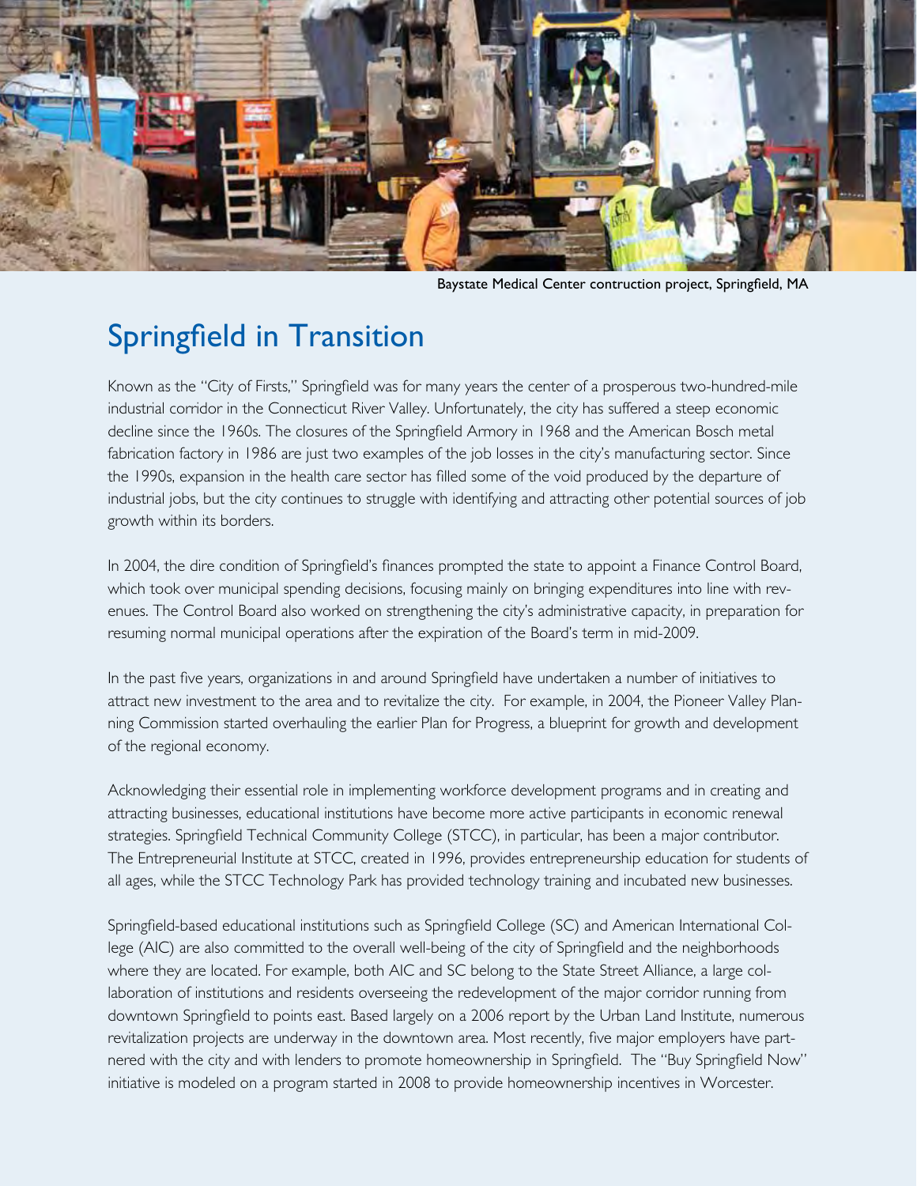Baystate Medical Center contruction project, Springfield, MA

## Springfield in Transition

Known as the "City of Firsts," Springfield was for many years the center of a prosperous two-hundred-mile industrial corridor in the Connecticut River Valley. Unfortunately, the city has suffered a steep economic decline since the 1960s. The closures of the Springfield Armory in 1968 and the American Bosch metal fabrication factory in 1986 are just two examples of the job losses in the city's manufacturing sector. Since the 1990s, expansion in the health care sector has filled some of the void produced by the departure of industrial jobs, but the city continues to struggle with identifying and attracting other potential sources of job growth within its borders.

In 2004, the dire condition of Springfield's finances prompted the state to appoint a Finance Control Board, which took over municipal spending decisions, focusing mainly on bringing expenditures into line with revenues. The Control Board also worked on strengthening the city's administrative capacity, in preparation for resuming normal municipal operations after the expiration of the Board's term in mid-2009.

In the past five years, organizations in and around Springfield have undertaken a number of initiatives to attract new investment to the area and to revitalize the city. For example, in 2004, the Pioneer Valley Planning Commission started overhauling the earlier Plan for Progress, a blueprint for growth and development of the regional economy.

Acknowledging their essential role in implementing workforce development programs and in creating and attracting businesses, educational institutions have become more active participants in economic renewal strategies. Springfield Technical Community College (STCC), in particular, has been a major contributor. The Entrepreneurial Institute at STCC, created in 1996, provides entrepreneurship education for students of all ages, while the STCC Technology Park has provided technology training and incubated new businesses.

Springfield-based educational institutions such as Springfield College (SC) and American International College (AIC) are also committed to the overall well-being of the city of Springfield and the neighborhoods where they are located. For example, both AIC and SC belong to the State Street Alliance, a large collaboration of institutions and residents overseeing the redevelopment of the major corridor running from downtown Springfield to points east. Based largely on a 2006 report by the Urban Land Institute, numerous revitalization projects are underway in the downtown area. Most recently, five major employers have partnered with the city and with lenders to promote homeownership in Springfield. The "Buy Springfield Now" initiative is modeled on a program started in 2008 to provide homeownership incentives in Worcester.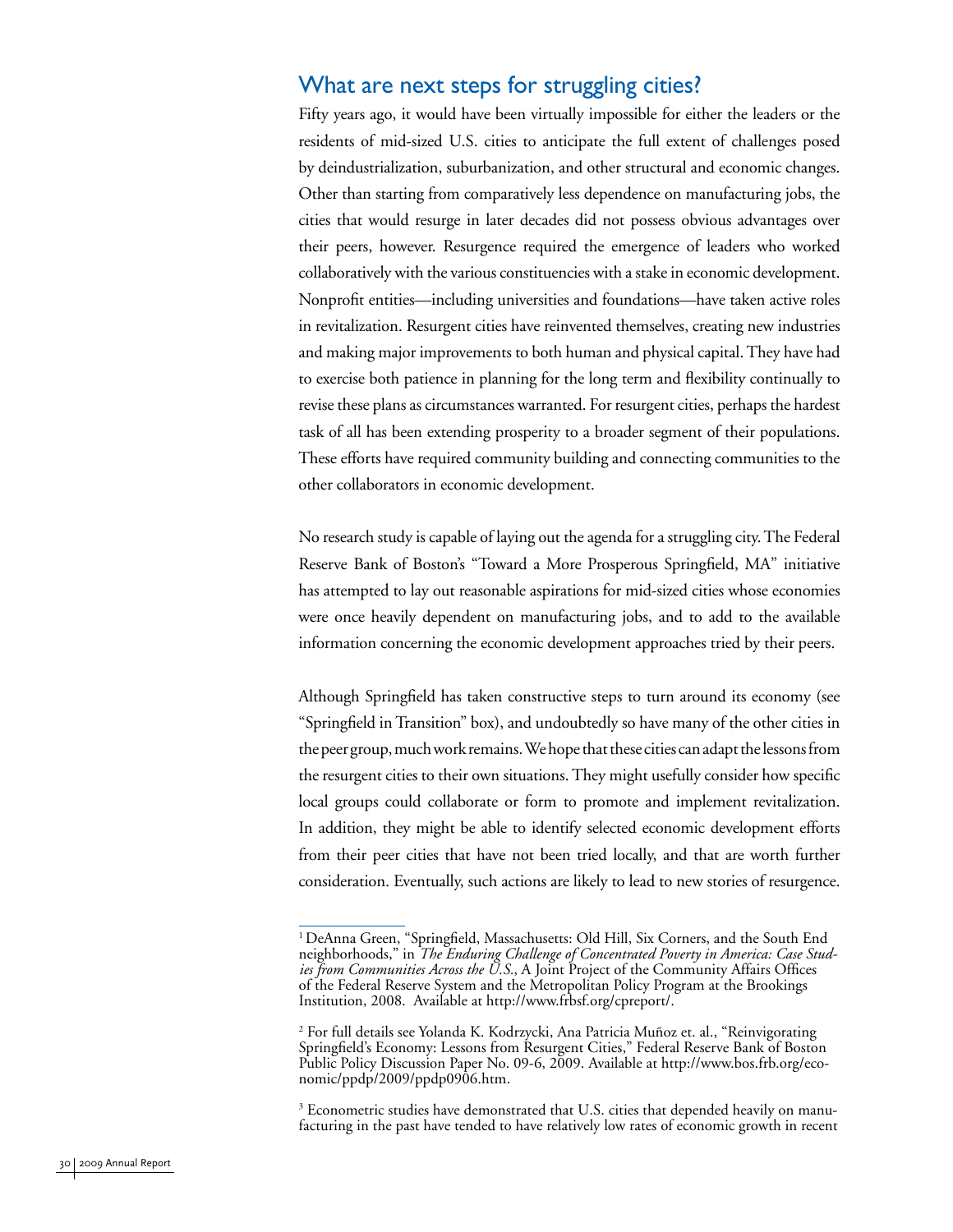## What are next steps for struggling cities?

Fifty years ago, it would have been virtually impossible for either the leaders or the residents of mid-sized U.S. cities to anticipate the full extent of challenges posed by deindustrialization, suburbanization, and other structural and economic changes. Other than starting from comparatively less dependence on manufacturing jobs, the cities that would resurge in later decades did not possess obvious advantages over their peers, however. Resurgence required the emergence of leaders who worked collaboratively with the various constituencies with a stake in economic development. Nonprofit entities—including universities and foundations—have taken active roles in revitalization. Resurgent cities have reinvented themselves, creating new industries and making major improvements to both human and physical capital. They have had to exercise both patience in planning for the long term and flexibility continually to revise these plans as circumstances warranted. For resurgent cities, perhaps the hardest task of all has been extending prosperity to a broader segment of their populations. These efforts have required community building and connecting communities to the other collaborators in economic development.

No research study is capable of laying out the agenda for a struggling city. The Federal Reserve Bank of Boston's "Toward a More Prosperous Springfield, MA" initiative has attempted to lay out reasonable aspirations for mid-sized cities whose economies were once heavily dependent on manufacturing jobs, and to add to the available information concerning the economic development approaches tried by their peers.

Although Springfield has taken constructive steps to turn around its economy (see "Springfield in Transition" box), and undoubtedly so have many of the other cities in the peer group, much work remains. We hope that these cities can adapt the lessons from the resurgent cities to their own situations. They might usefully consider how specific local groups could collaborate or form to promote and implement revitalization. In addition, they might be able to identify selected economic development efforts from their peer cities that have not been tried locally, and that are worth further consideration. Eventually, such actions are likely to lead to new stories of resurgence.

---

[1] DeAnna Green, "Springfield, Massachusetts: Old Hill, Six Corners, and the South End neighborhoods," in *The Enduring Challenge of Concentrated Poverty in America: Case Studies from Communities Across the U.S.*, A Joint Project of the Community Affairs Offices of the Federal Reserve System and the Metropolitan Policy Program at the Brookings Institution, 2008. Available at http://www.frbsf.org/cpreport/.

[2] For full details see Yolanda K. Kodrzycki, Ana Patricia Muñoz et. al., "Reinvigorating Springfield's Economy: Lessons from Resurgent Cities," Federal Reserve Bank of Boston Public Policy Discussion Paper No. 09-6, 2009. Available at http://www.bos.frb.org/economic/ppdp/2009/ppdp0906.htm.

[3] Econometric studies have demonstrated that U.S. cities that depended heavily on manufacturing in the past have tended to have relatively low rates of economic growth in recent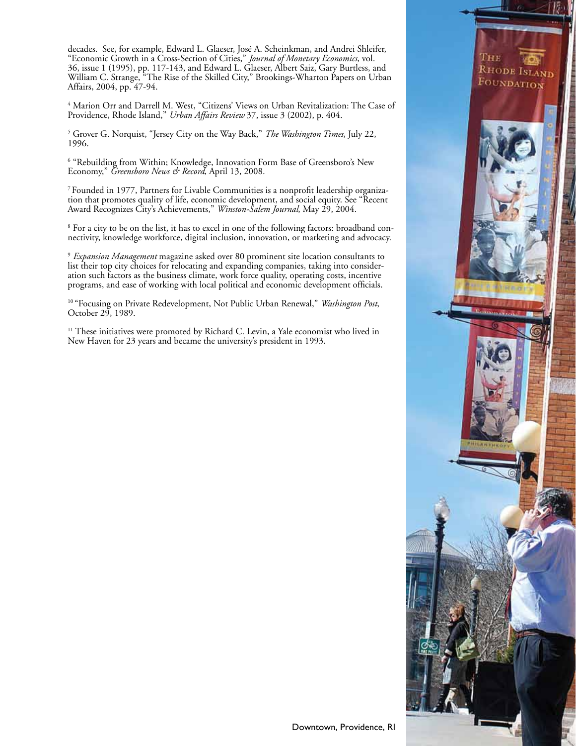decades. See, for example, Edward L. Glaeser, José A. Scheinkman, and Andrei Shleifer, "Economic Growth in a Cross-Section of Cities," *Journal of Monetary Economics*, vol. 36, issue 1 (1995), pp. 117-143, and Edward L. Glaeser, Albert Saiz, Gary Burtless, and William C. Strange, "The Rise of the Skilled City," Brookings-Wharton Papers on Urban Affairs, 2004, pp. 47-94.

[4] Marion Orr and Darrell M. West, "Citizens' Views on Urban Revitalization: The Case of Providence, Rhode Island," *Urban Affairs Review* 37, issue 3 (2002), p. 404.

[5] Grover G. Norquist, "Jersey City on the Way Back," *The Washington Times*, July 22, 1996.

[6] "Rebuilding from Within; Knowledge, Innovation Form Base of Greensboro's New Economy," *Greensboro News & Record*, April 13, 2008.

[7] Founded in 1977, Partners for Livable Communities is a nonprofit leadership organization that promotes quality of life, economic development, and social equity. See "Recent Award Recognizes City's Achievements," *Winston-Salem Journal*, May 29, 2004.

[8] For a city to be on the list, it has to excel in one of the following factors: broadband connectivity, knowledge workforce, digital inclusion, innovation, or marketing and advocacy.

[9] *Expansion Management* magazine asked over 80 prominent site location consultants to list their top city choices for relocating and expanding companies, taking into consideration such factors as the business climate, work force quality, operating costs, incentive programs, and ease of working with local political and economic development officials.

[10] "Focusing on Private Redevelopment, Not Public Urban Renewal," *Washington Post*, October 29, 1989.

[11] These initiatives were promoted by Richard C. Levin, a Yale economist who lived in New Haven for 23 years and became the university's president in 1993.

Downtown, Providence, RI